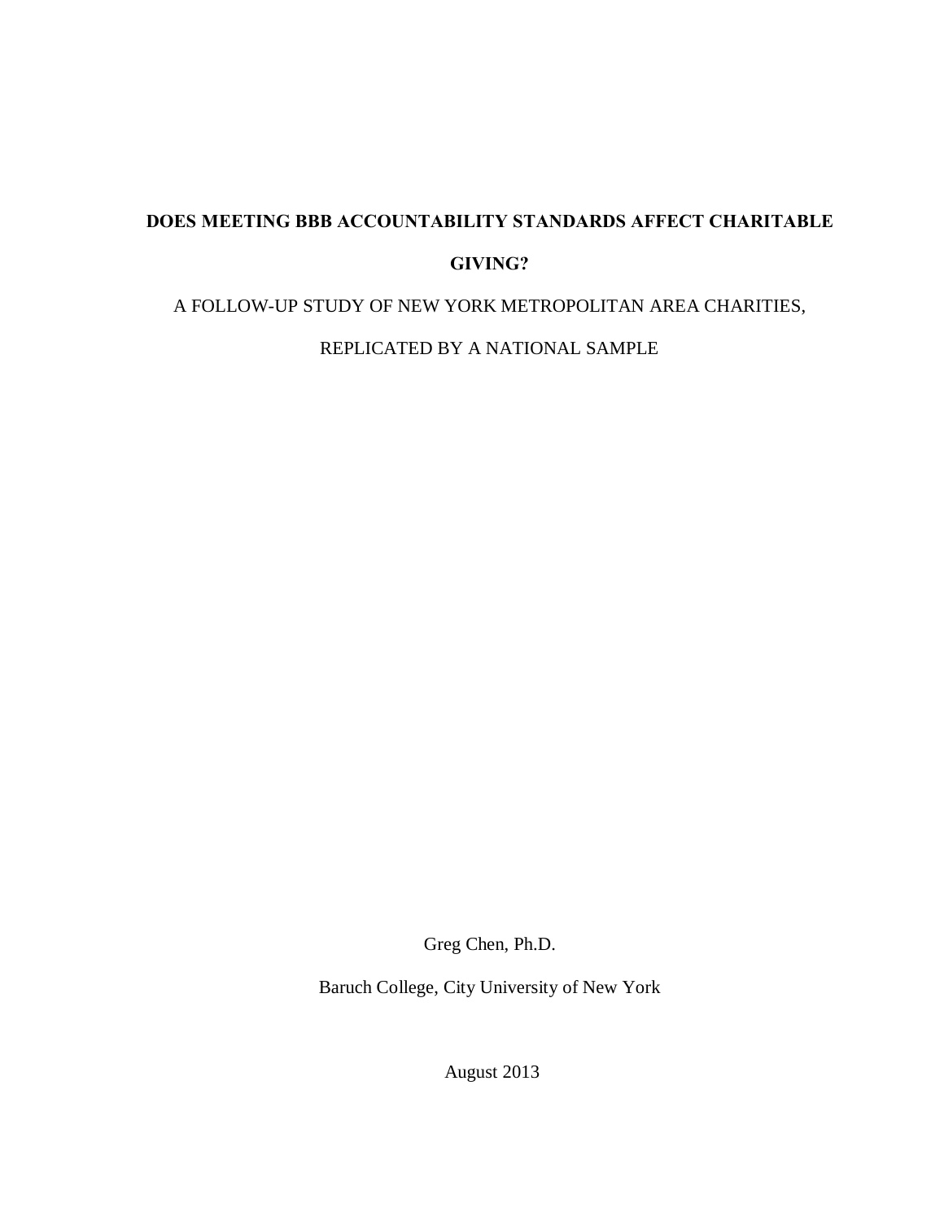# DOES MEETING BBB ACCOUNTABILITY STANDARDS AFFECT CHARITABLE GIVING?

A FOLLOW-UP STUDY OF NEW YORK METROPOLITAN AREA CHARITIES, REPLICATED BY A NATIONAL SAMPLE

Greg Chen, Ph.D.

Baruch College, City University of New York

August 2013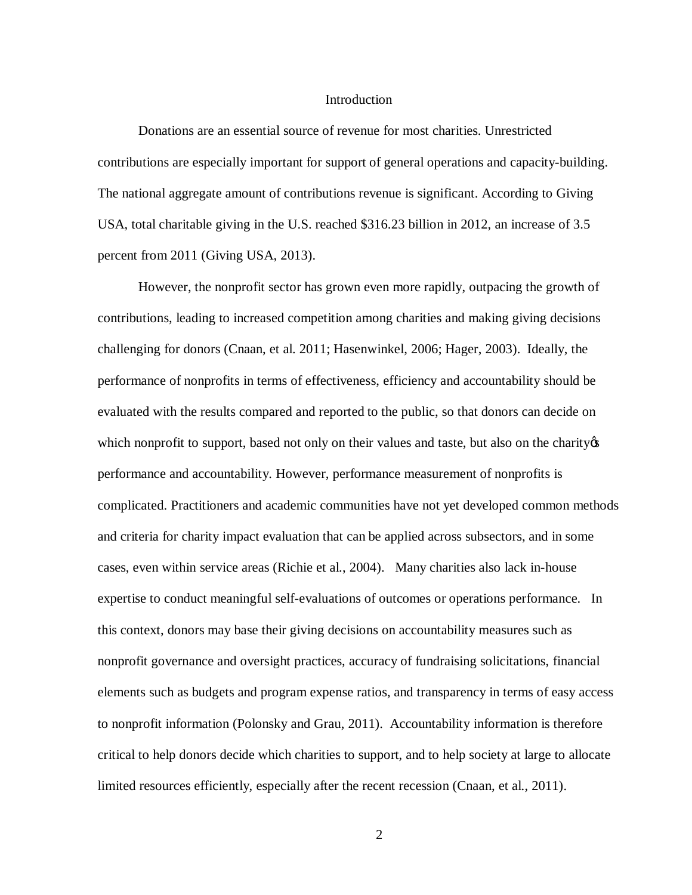# Introduction

Donations are an essential source of revenue for most charities. Unrestricted contributions are especially important for support of general operations and capacity-building. The national aggregate amount of contributions revenue is significant. According to Giving USA, total charitable giving in the U.S. reached $316.23 billion in 2012, an increase of 3.5 percent from 2011 (Giving USA, 2013).

However, the nonprofit sector has grown even more rapidly, outpacing the growth of contributions, leading to increased competition among charities and making giving decisions challenging for donors (Cnaan, et al. 2011; Hasenwinkel, 2006; Hager, 2003). Ideally, the performance of nonprofits in terms of effectiveness, efficiency and accountability should be evaluated with the results compared and reported to the public, so that donors can decide on which nonprofit to support, based not only on their values and taste, but also on the charity's performance and accountability. However, performance measurement of nonprofits is complicated. Practitioners and academic communities have not yet developed common methods and criteria for charity impact evaluation that can be applied across subsectors, and in some cases, even within service areas (Richie et al., 2004). Many charities also lack in-house expertise to conduct meaningful self-evaluations of outcomes or operations performance. In this context, donors may base their giving decisions on accountability measures such as nonprofit governance and oversight practices, accuracy of fundraising solicitations, financial elements such as budgets and program expense ratios, and transparency in terms of easy access to nonprofit information (Polonsky and Grau, 2011). Accountability information is therefore critical to help donors decide which charities to support, and to help society at large to allocate limited resources efficiently, especially after the recent recession (Cnaan, et al., 2011).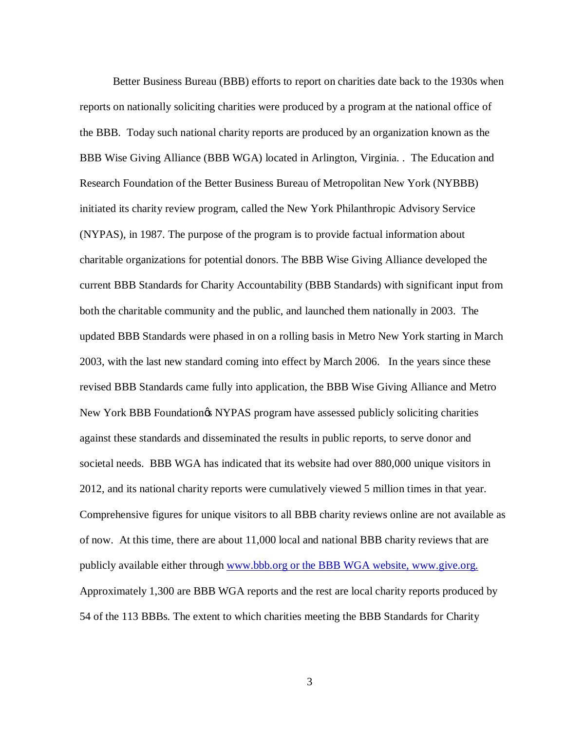Better Business Bureau (BBB) efforts to report on charities date back to the 1930s when reports on nationally soliciting charities were produced by a program at the national office of the BBB. Today such national charity reports are produced by an organization known as the BBB Wise Giving Alliance (BBB WGA) located in Arlington, Virginia. . The Education and Research Foundation of the Better Business Bureau of Metropolitan New York (NYBBB) initiated its charity review program, called the New York Philanthropic Advisory Service (NYPAS), in 1987. The purpose of the program is to provide factual information about charitable organizations for potential donors. The BBB Wise Giving Alliance developed the current BBB Standards for Charity Accountability (BBB Standards) with significant input from both the charitable community and the public, and launched them nationally in 2003. The updated BBB Standards were phased in on a rolling basis in Metro New York starting in March 2003, with the last new standard coming into effect by March 2006. In the years since these revised BBB Standards came fully into application, the BBB Wise Giving Alliance and Metro New York BBB Foundation's NYPAS program have assessed publicly soliciting charities against these standards and disseminated the results in public reports, to serve donor and societal needs. BBB WGA has indicated that its website had over 880,000 unique visitors in 2012, and its national charity reports were cumulatively viewed 5 million times in that year. Comprehensive figures for unique visitors to all BBB charity reviews online are not available as of now. At this time, there are about 11,000 local and national BBB charity reviews that are publicly available either through www.bbb.org or the BBB WGA website, www.give.org. Approximately 1,300 are BBB WGA reports and the rest are local charity reports produced by 54 of the 113 BBBs. The extent to which charities meeting the BBB Standards for Charity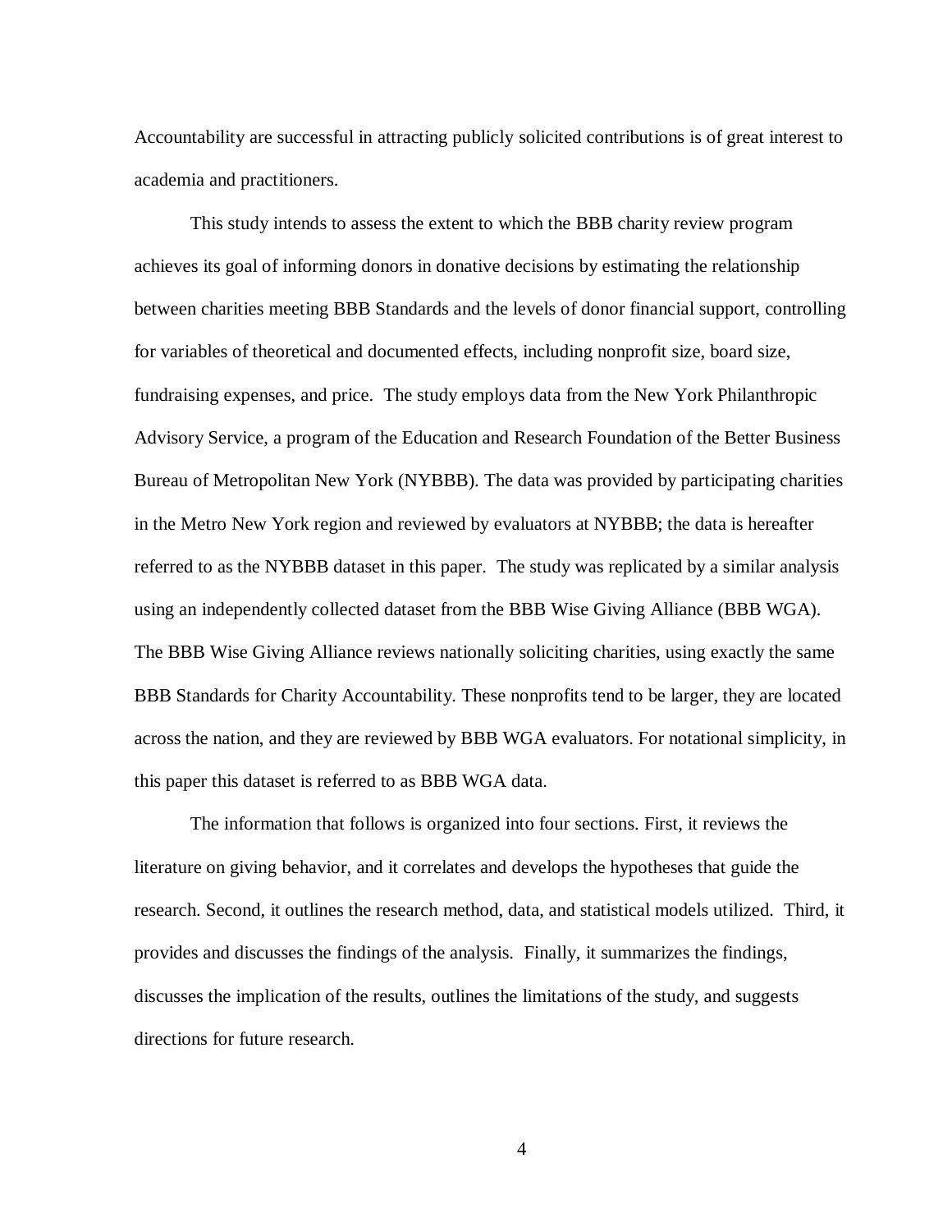Accountability are successful in attracting publicly solicited contributions is of great interest to academia and practitioners.

This study intends to assess the extent to which the BBB charity review program achieves its goal of informing donors in donative decisions by estimating the relationship between charities meeting BBB Standards and the levels of donor financial support, controlling for variables of theoretical and documented effects, including nonprofit size, board size, fundraising expenses, and price. The study employs data from the New York Philanthropic Advisory Service, a program of the Education and Research Foundation of the Better Business Bureau of Metropolitan New York (NYBBB). The data was provided by participating charities in the Metro New York region and reviewed by evaluators at NYBBB; the data is hereafter referred to as the NYBBB dataset in this paper. The study was replicated by a similar analysis using an independently collected dataset from the BBB Wise Giving Alliance (BBB WGA). The BBB Wise Giving Alliance reviews nationally soliciting charities, using exactly the same BBB Standards for Charity Accountability. These nonprofits tend to be larger, they are located across the nation, and they are reviewed by BBB WGA evaluators. For notational simplicity, in this paper this dataset is referred to as BBB WGA data.

The information that follows is organized into four sections. First, it reviews the literature on giving behavior, and it correlates and develops the hypotheses that guide the research. Second, it outlines the research method, data, and statistical models utilized. Third, it provides and discusses the findings of the analysis. Finally, it summarizes the findings, discusses the implication of the results, outlines the limitations of the study, and suggests directions for future research.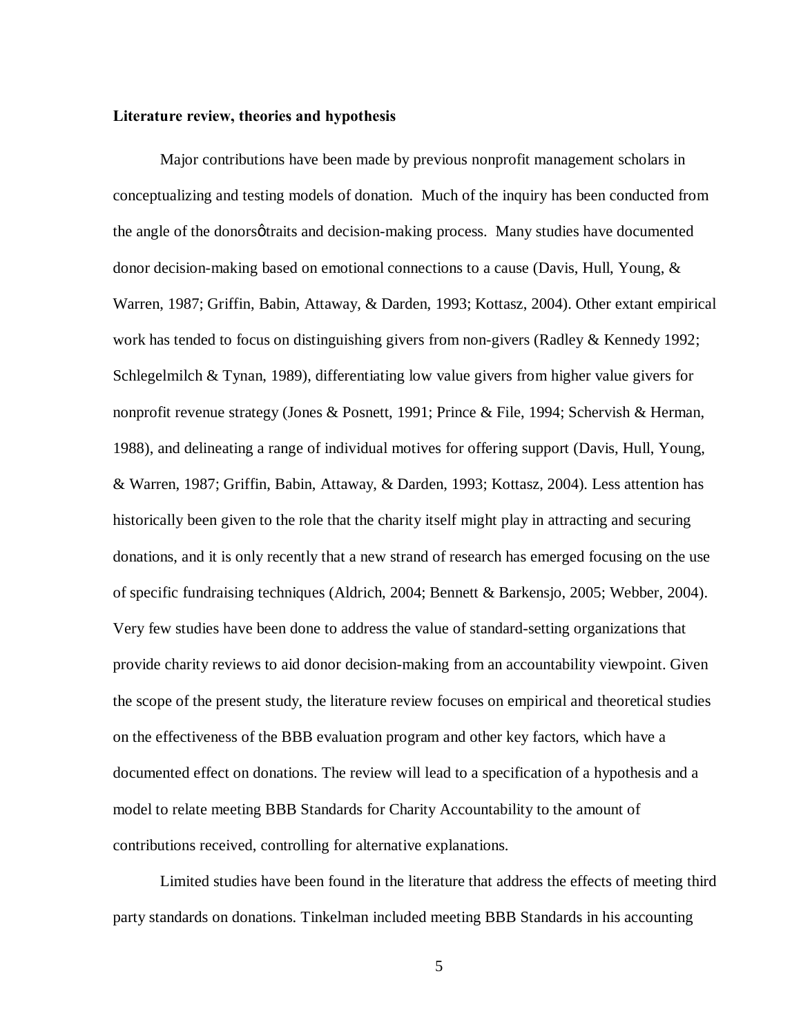**Literature review, theories and hypothesis**

Major contributions have been made by previous nonprofit management scholars in conceptualizing and testing models of donation. Much of the inquiry has been conducted from the angle of the donorsϙ traits and decision-making process. Many studies have documented donor decision-making based on emotional connections to a cause (Davis, Hull, Young, & Warren, 1987; Griffin, Babin, Attaway, & Darden, 1993; Kottasz, 2004). Other extant empirical work has tended to focus on distinguishing givers from non-givers (Radley & Kennedy 1992; Schlegelmilch & Tynan, 1989), differentiating low value givers from higher value givers for nonprofit revenue strategy (Jones & Posnett, 1991; Prince & File, 1994; Schervish & Herman, 1988), and delineating a range of individual motives for offering support (Davis, Hull, Young, & Warren, 1987; Griffin, Babin, Attaway, & Darden, 1993; Kottasz, 2004). Less attention has historically been given to the role that the charity itself might play in attracting and securing donations, and it is only recently that a new strand of research has emerged focusing on the use of specific fundraising techniques (Aldrich, 2004; Bennett & Barkensjo, 2005; Webber, 2004). Very few studies have been done to address the value of standard-setting organizations that provide charity reviews to aid donor decision-making from an accountability viewpoint. Given the scope of the present study, the literature review focuses on empirical and theoretical studies on the effectiveness of the BBB evaluation program and other key factors, which have a documented effect on donations. The review will lead to a specification of a hypothesis and a model to relate meeting BBB Standards for Charity Accountability to the amount of contributions received, controlling for alternative explanations.

Limited studies have been found in the literature that address the effects of meeting third party standards on donations. Tinkelman included meeting BBB Standards in his accounting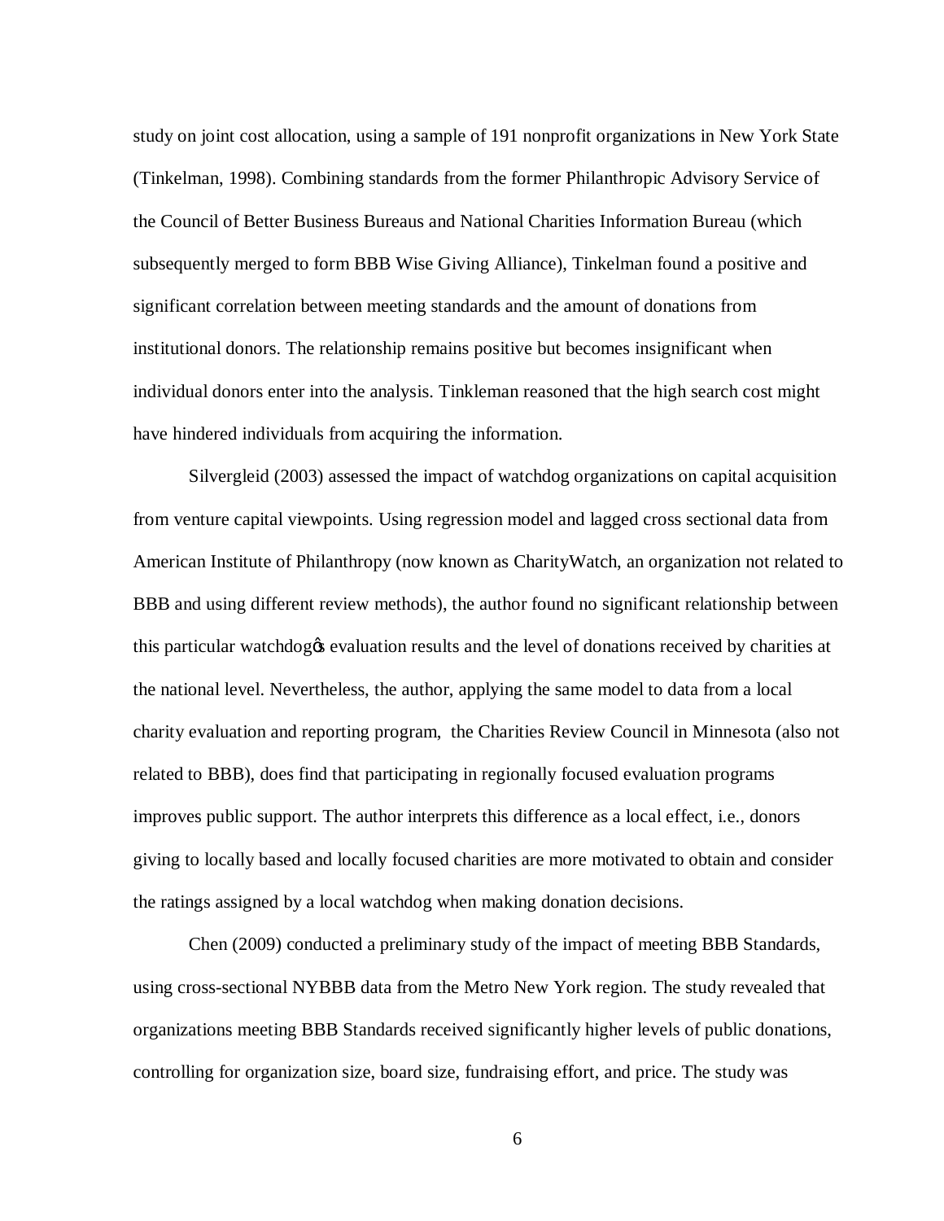study on joint cost allocation, using a sample of 191 nonprofit organizations in New York State (Tinkelman, 1998). Combining standards from the former Philanthropic Advisory Service of the Council of Better Business Bureaus and National Charities Information Bureau (which subsequently merged to form BBB Wise Giving Alliance), Tinkelman found a positive and significant correlation between meeting standards and the amount of donations from institutional donors. The relationship remains positive but becomes insignificant when individual donors enter into the analysis. Tinkleman reasoned that the high search cost might have hindered individuals from acquiring the information.

Silvergleid (2003) assessed the impact of watchdog organizations on capital acquisition from venture capital viewpoints. Using regression model and lagged cross sectional data from American Institute of Philanthropy (now known as CharityWatch, an organization not related to BBB and using different review methods), the author found no significant relationship between this particular watchdog's evaluation results and the level of donations received by charities at the national level. Nevertheless, the author, applying the same model to data from a local charity evaluation and reporting program, the Charities Review Council in Minnesota (also not related to BBB), does find that participating in regionally focused evaluation programs improves public support. The author interprets this difference as a local effect, i.e., donors giving to locally based and locally focused charities are more motivated to obtain and consider the ratings assigned by a local watchdog when making donation decisions.

Chen (2009) conducted a preliminary study of the impact of meeting BBB Standards, using cross-sectional NYBBB data from the Metro New York region. The study revealed that organizations meeting BBB Standards received significantly higher levels of public donations, controlling for organization size, board size, fundraising effort, and price. The study was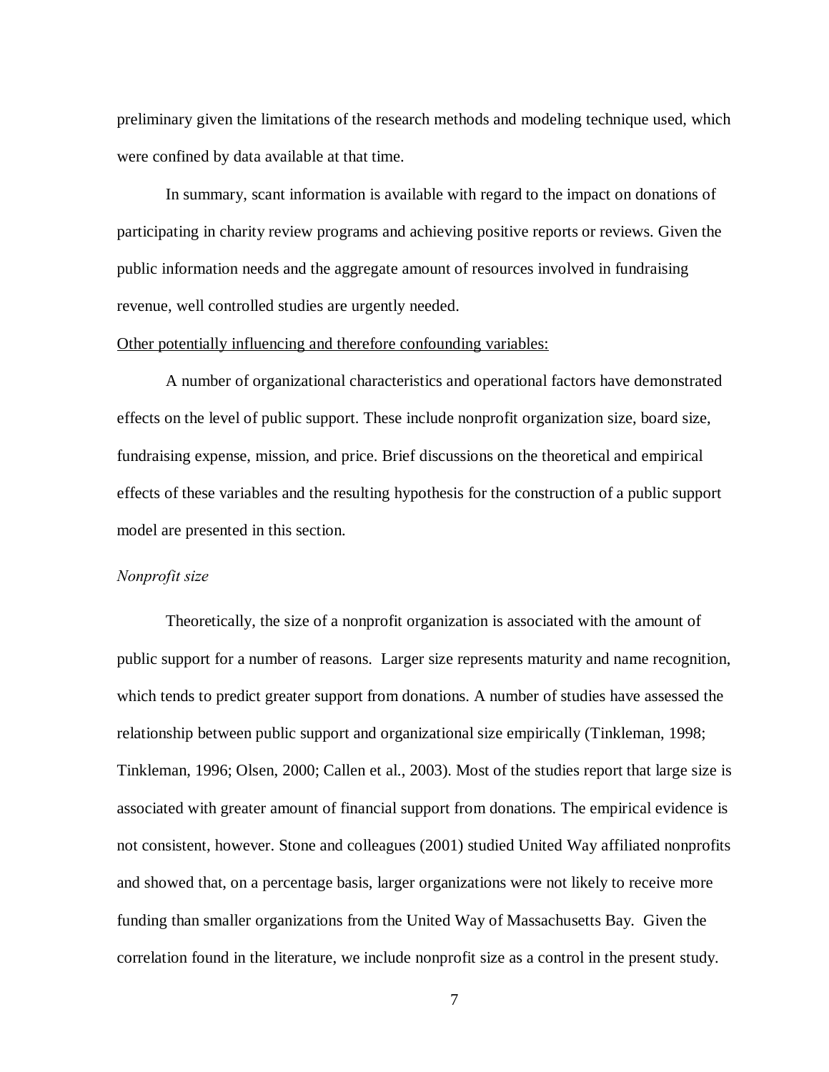preliminary given the limitations of the research methods and modeling technique used, which were confined by data available at that time.

In summary, scant information is available with regard to the impact on donations of participating in charity review programs and achieving positive reports or reviews. Given the public information needs and the aggregate amount of resources involved in fundraising revenue, well controlled studies are urgently needed.

<u>Other potentially influencing and therefore confounding variables:</u>

A number of organizational characteristics and operational factors have demonstrated effects on the level of public support. These include nonprofit organization size, board size, fundraising expense, mission, and price. Brief discussions on the theoretical and empirical effects of these variables and the resulting hypothesis for the construction of a public support model are presented in this section.

*Nonprofit size*

Theoretically, the size of a nonprofit organization is associated with the amount of public support for a number of reasons. Larger size represents maturity and name recognition, which tends to predict greater support from donations. A number of studies have assessed the relationship between public support and organizational size empirically (Tinkleman, 1998; Tinkleman, 1996; Olsen, 2000; Callen et al., 2003). Most of the studies report that large size is associated with greater amount of financial support from donations. The empirical evidence is not consistent, however. Stone and colleagues (2001) studied United Way affiliated nonprofits and showed that, on a percentage basis, larger organizations were not likely to receive more funding than smaller organizations from the United Way of Massachusetts Bay. Given the correlation found in the literature, we include nonprofit size as a control in the present study.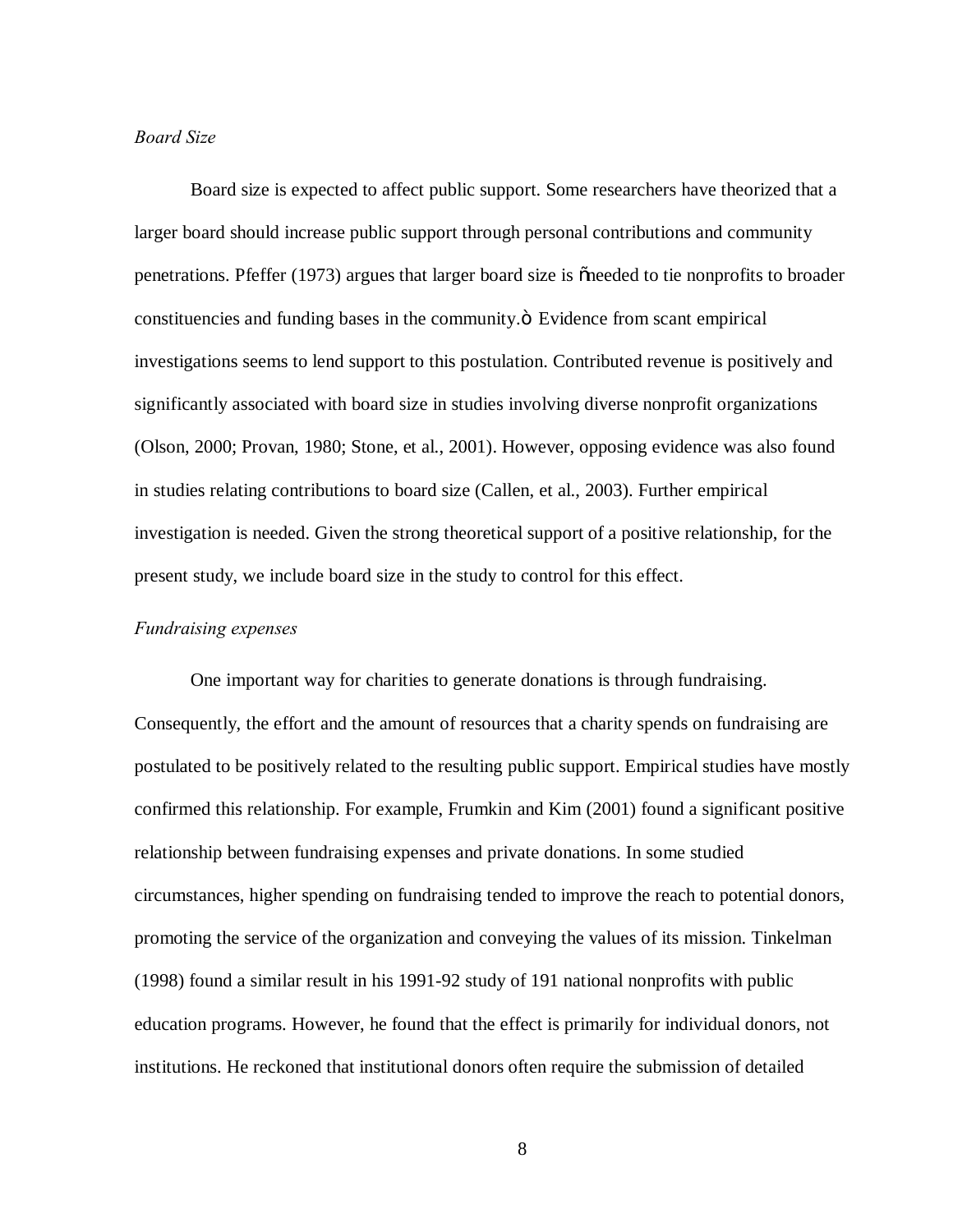*Board Size*

Board size is expected to affect public support. Some researchers have theorized that a larger board should increase public support through personal contributions and community penetrations. Pfeffer (1973) argues that larger board size is "needed to tie nonprofits to broader constituencies and funding bases in the community." Evidence from scant empirical investigations seems to lend support to this postulation. Contributed revenue is positively and significantly associated with board size in studies involving diverse nonprofit organizations (Olson, 2000; Provan, 1980; Stone, et al., 2001). However, opposing evidence was also found in studies relating contributions to board size (Callen, et al., 2003). Further empirical investigation is needed. Given the strong theoretical support of a positive relationship, for the present study, we include board size in the study to control for this effect.

*Fundraising expenses*

One important way for charities to generate donations is through fundraising. Consequently, the effort and the amount of resources that a charity spends on fundraising are postulated to be positively related to the resulting public support. Empirical studies have mostly confirmed this relationship. For example, Frumkin and Kim (2001) found a significant positive relationship between fundraising expenses and private donations. In some studied circumstances, higher spending on fundraising tended to improve the reach to potential donors, promoting the service of the organization and conveying the values of its mission. Tinkelman (1998) found a similar result in his 1991-92 study of 191 national nonprofits with public education programs. However, he found that the effect is primarily for individual donors, not institutions. He reckoned that institutional donors often require the submission of detailed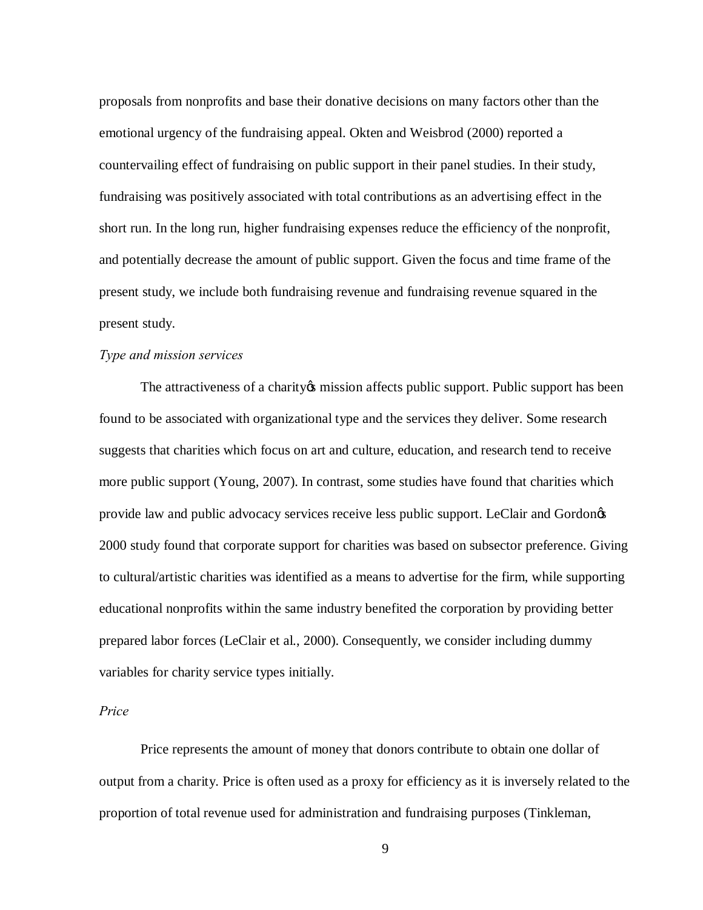proposals from nonprofits and base their donative decisions on many factors other than the emotional urgency of the fundraising appeal. Okten and Weisbrod (2000) reported a countervailing effect of fundraising on public support in their panel studies. In their study, fundraising was positively associated with total contributions as an advertising effect in the short run. In the long run, higher fundraising expenses reduce the efficiency of the nonprofit, and potentially decrease the amount of public support. Given the focus and time frame of the present study, we include both fundraising revenue and fundraising revenue squared in the present study.

*Type and mission services*

The attractiveness of a charity's mission affects public support. Public support has been found to be associated with organizational type and the services they deliver. Some research suggests that charities which focus on art and culture, education, and research tend to receive more public support (Young, 2007). In contrast, some studies have found that charities which provide law and public advocacy services receive less public support. LeClair and Gordon's 2000 study found that corporate support for charities was based on subsector preference. Giving to cultural/artistic charities was identified as a means to advertise for the firm, while supporting educational nonprofits within the same industry benefited the corporation by providing better prepared labor forces (LeClair et al., 2000). Consequently, we consider including dummy variables for charity service types initially.

*Price*

Price represents the amount of money that donors contribute to obtain one dollar of output from a charity. Price is often used as a proxy for efficiency as it is inversely related to the proportion of total revenue used for administration and fundraising purposes (Tinkleman,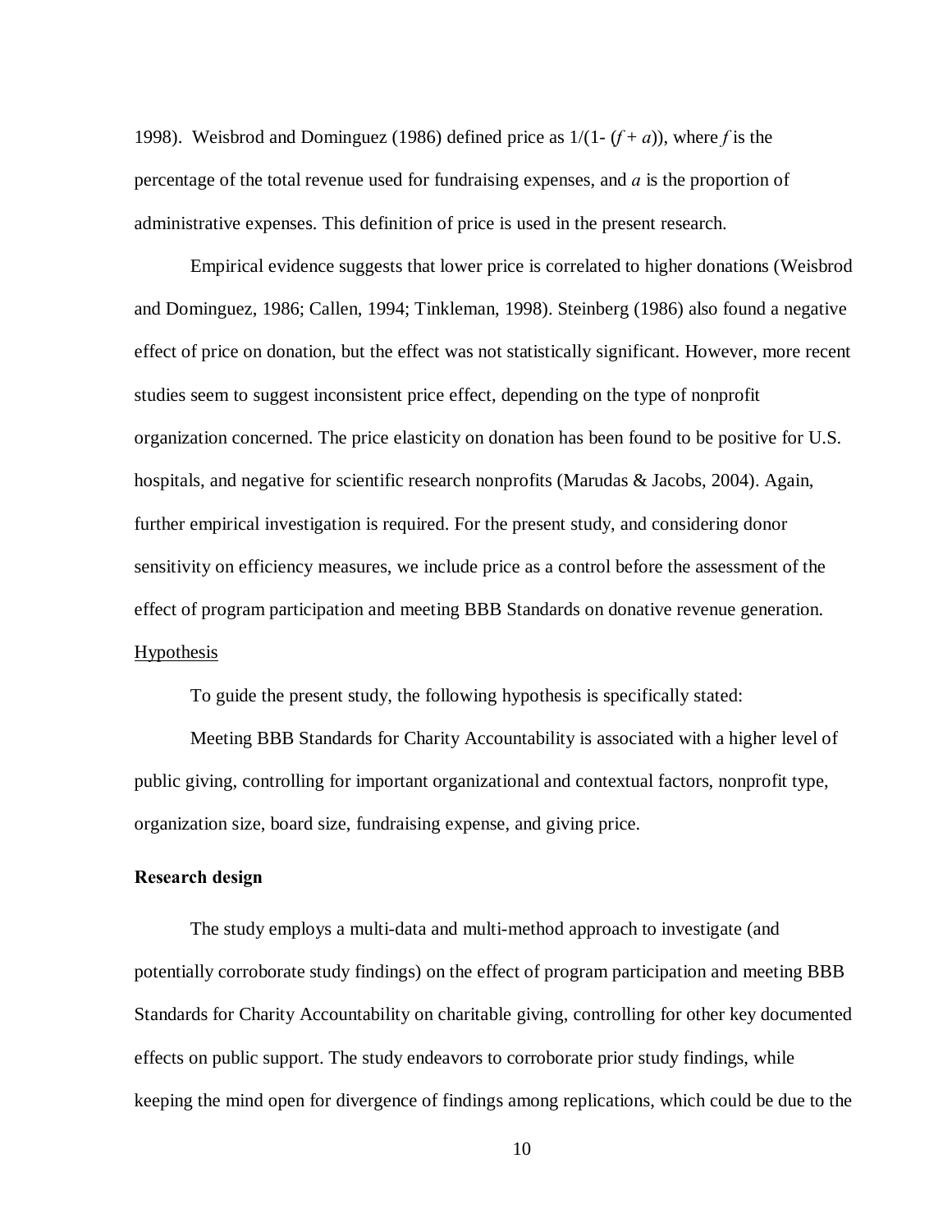1998). Weisbrod and Dominguez (1986) defined price as $1/(1-(f+a))$, where $f$ is the percentage of the total revenue used for fundraising expenses, and $a$ is the proportion of administrative expenses. This definition of price is used in the present research.

Empirical evidence suggests that lower price is correlated to higher donations (Weisbrod and Dominguez, 1986; Callen, 1994; Tinkleman, 1998). Steinberg (1986) also found a negative effect of price on donation, but the effect was not statistically significant. However, more recent studies seem to suggest inconsistent price effect, depending on the type of nonprofit organization concerned. The price elasticity on donation has been found to be positive for U.S. hospitals, and negative for scientific research nonprofits (Marudas & Jacobs, 2004). Again, further empirical investigation is required. For the present study, and considering donor sensitivity on efficiency measures, we include price as a control before the assessment of the effect of program participation and meeting BBB Standards on donative revenue generation.

<u>Hypothesis</u>

To guide the present study, the following hypothesis is specifically stated:

Meeting BBB Standards for Charity Accountability is associated with a higher level of public giving, controlling for important organizational and contextual factors, nonprofit type, organization size, board size, fundraising expense, and giving price.

**Research design**

The study employs a multi-data and multi-method approach to investigate (and potentially corroborate study findings) on the effect of program participation and meeting BBB Standards for Charity Accountability on charitable giving, controlling for other key documented effects on public support. The study endeavors to corroborate prior study findings, while keeping the mind open for divergence of findings among replications, which could be due to the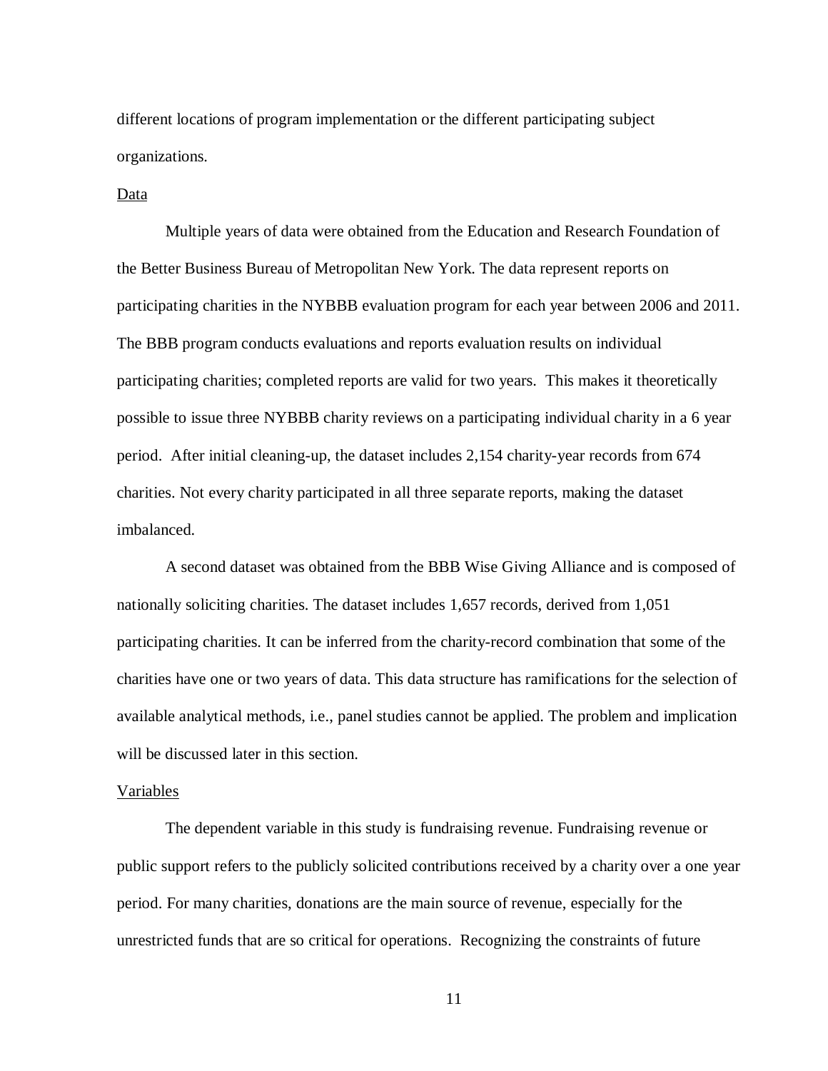different locations of program implementation or the different participating subject organizations.

<u>Data</u>

Multiple years of data were obtained from the Education and Research Foundation of the Better Business Bureau of Metropolitan New York. The data represent reports on participating charities in the NYBBB evaluation program for each year between 2006 and 2011. The BBB program conducts evaluations and reports evaluation results on individual participating charities; completed reports are valid for two years. This makes it theoretically possible to issue three NYBBB charity reviews on a participating individual charity in a 6 year period. After initial cleaning-up, the dataset includes 2,154 charity-year records from 674 charities. Not every charity participated in all three separate reports, making the dataset imbalanced.

A second dataset was obtained from the BBB Wise Giving Alliance and is composed of nationally soliciting charities. The dataset includes 1,657 records, derived from 1,051 participating charities. It can be inferred from the charity-record combination that some of the charities have one or two years of data. This data structure has ramifications for the selection of available analytical methods, i.e., panel studies cannot be applied. The problem and implication will be discussed later in this section.

<u>Variables</u>

The dependent variable in this study is fundraising revenue. Fundraising revenue or public support refers to the publicly solicited contributions received by a charity over a one year period. For many charities, donations are the main source of revenue, especially for the unrestricted funds that are so critical for operations. Recognizing the constraints of future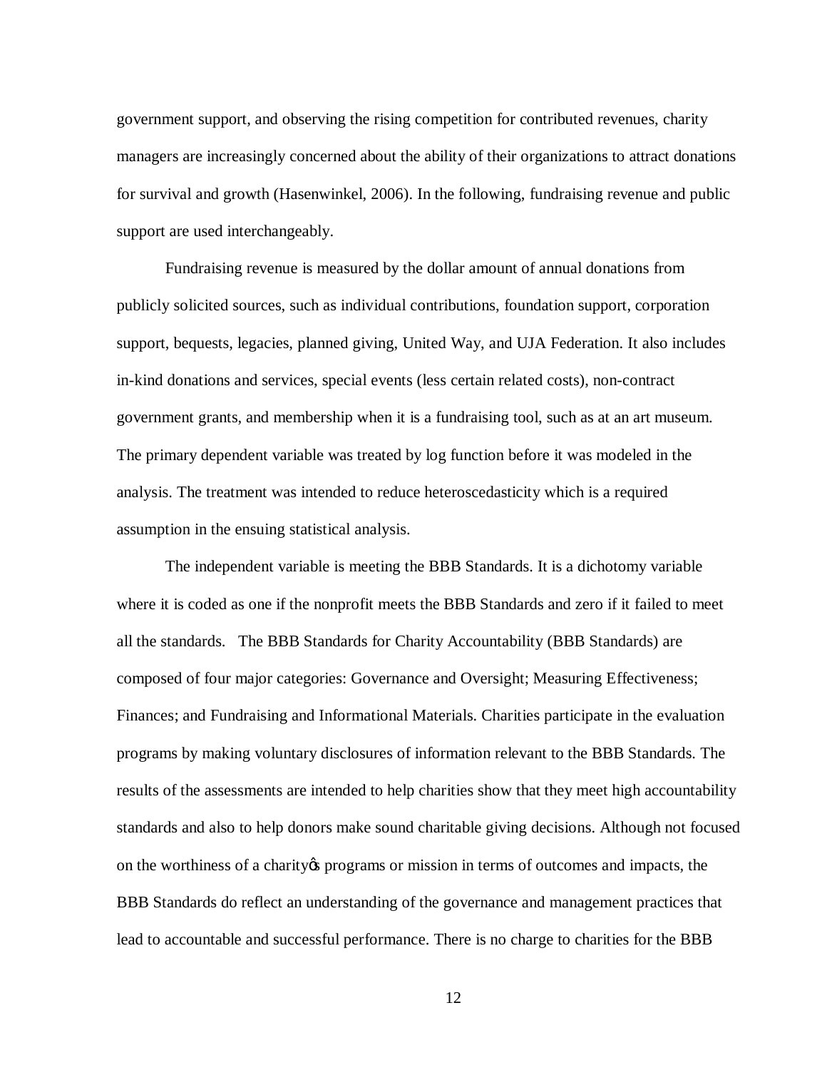government support, and observing the rising competition for contributed revenues, charity managers are increasingly concerned about the ability of their organizations to attract donations for survival and growth (Hasenwinkel, 2006). In the following, fundraising revenue and public support are used interchangeably.

Fundraising revenue is measured by the dollar amount of annual donations from publicly solicited sources, such as individual contributions, foundation support, corporation support, bequests, legacies, planned giving, United Way, and UJA Federation. It also includes in-kind donations and services, special events (less certain related costs), non-contract government grants, and membership when it is a fundraising tool, such as at an art museum. The primary dependent variable was treated by log function before it was modeled in the analysis. The treatment was intended to reduce heteroscedasticity which is a required assumption in the ensuing statistical analysis.

The independent variable is meeting the BBB Standards. It is a dichotomy variable where it is coded as one if the nonprofit meets the BBB Standards and zero if it failed to meet all the standards. The BBB Standards for Charity Accountability (BBB Standards) are composed of four major categories: Governance and Oversight; Measuring Effectiveness; Finances; and Fundraising and Informational Materials. Charities participate in the evaluation programs by making voluntary disclosures of information relevant to the BBB Standards. The results of the assessments are intended to help charities show that they meet high accountability standards and also to help donors make sound charitable giving decisions. Although not focused on the worthiness of a charity's programs or mission in terms of outcomes and impacts, the BBB Standards do reflect an understanding of the governance and management practices that lead to accountable and successful performance. There is no charge to charities for the BBB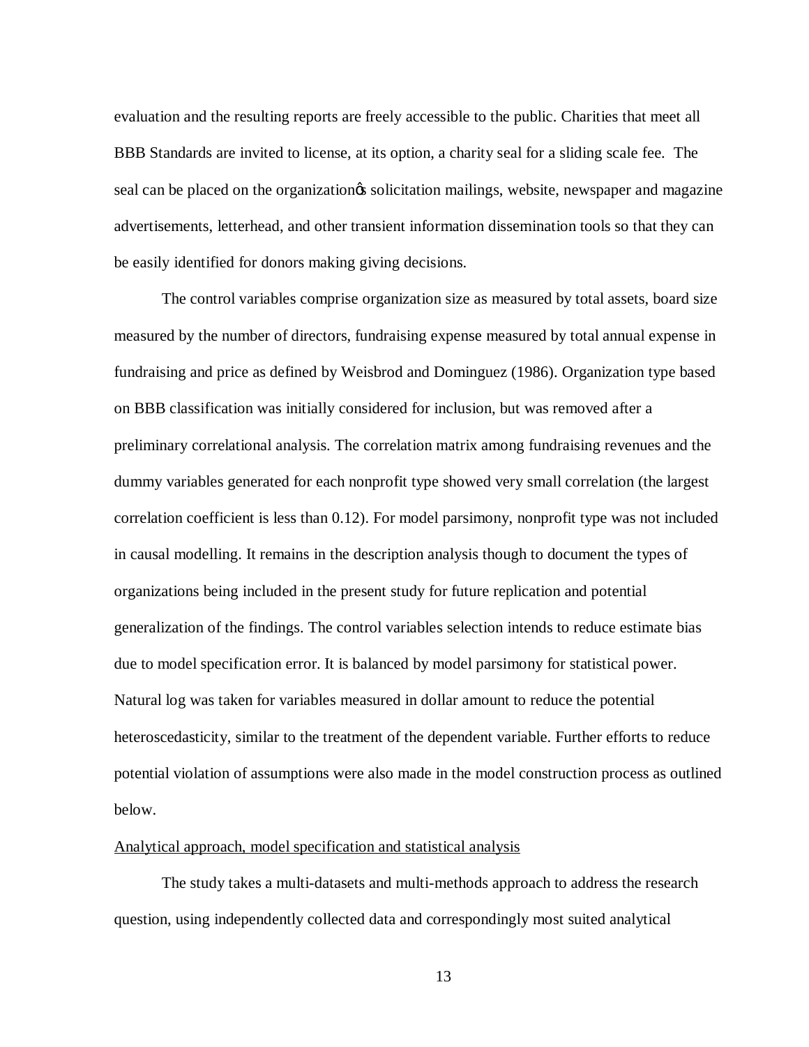evaluation and the resulting reports are freely accessible to the public. Charities that meet all BBB Standards are invited to license, at its option, a charity seal for a sliding scale fee. The seal can be placed on the organization's solicitation mailings, website, newspaper and magazine advertisements, letterhead, and other transient information dissemination tools so that they can be easily identified for donors making giving decisions.

The control variables comprise organization size as measured by total assets, board size measured by the number of directors, fundraising expense measured by total annual expense in fundraising and price as defined by Weisbrod and Dominguez (1986). Organization type based on BBB classification was initially considered for inclusion, but was removed after a preliminary correlational analysis. The correlation matrix among fundraising revenues and the dummy variables generated for each nonprofit type showed very small correlation (the largest correlation coefficient is less than 0.12). For model parsimony, nonprofit type was not included in causal modelling. It remains in the description analysis though to document the types of organizations being included in the present study for future replication and potential generalization of the findings. The control variables selection intends to reduce estimate bias due to model specification error. It is balanced by model parsimony for statistical power. Natural log was taken for variables measured in dollar amount to reduce the potential heteroscedasticity, similar to the treatment of the dependent variable. Further efforts to reduce potential violation of assumptions were also made in the model construction process as outlined below.

<u>Analytical approach, model specification and statistical analysis</u>

The study takes a multi-datasets and multi-methods approach to address the research question, using independently collected data and correspondingly most suited analytical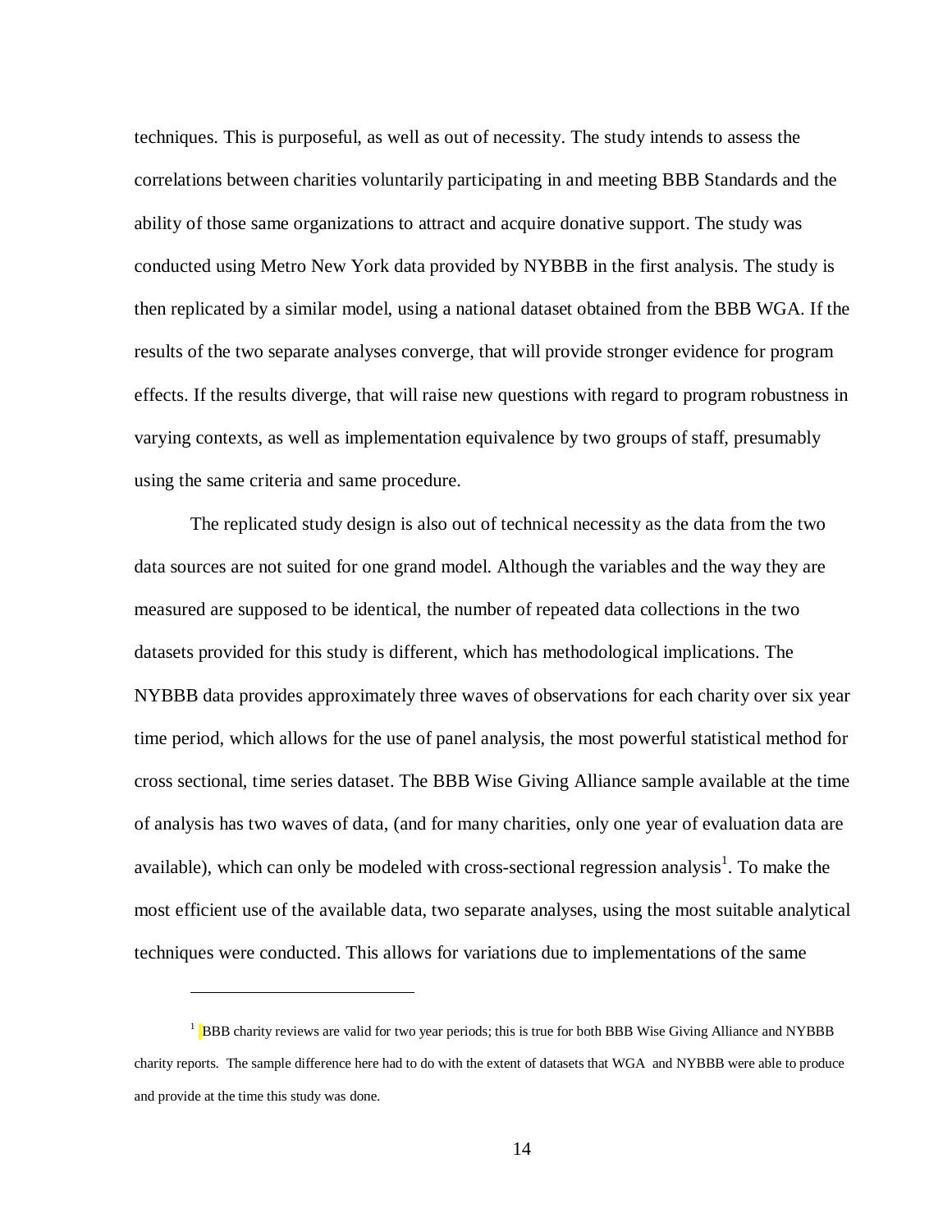techniques. This is purposeful, as well as out of necessity. The study intends to assess the correlations between charities voluntarily participating in and meeting BBB Standards and the ability of those same organizations to attract and acquire donative support. The study was conducted using Metro New York data provided by NYBBB in the first analysis. The study is then replicated by a similar model, using a national dataset obtained from the BBB WGA. If the results of the two separate analyses converge, that will provide stronger evidence for program effects. If the results diverge, that will raise new questions with regard to program robustness in varying contexts, as well as implementation equivalence by two groups of staff, presumably using the same criteria and same procedure.

The replicated study design is also out of technical necessity as the data from the two data sources are not suited for one grand model. Although the variables and the way they are measured are supposed to be identical, the number of repeated data collections in the two datasets provided for this study is different, which has methodological implications. The NYBBB data provides approximately three waves of observations for each charity over six year time period, which allows for the use of panel analysis, the most powerful statistical method for cross sectional, time series dataset. The BBB Wise Giving Alliance sample available at the time of analysis has two waves of data, (and for many charities, only one year of evaluation data are available), which can only be modeled with cross-sectional regression analysis[1]. To make the most efficient use of the available data, two separate analyses, using the most suitable analytical techniques were conducted. This allows for variations due to implementations of the same

[1] BBB charity reviews are valid for two year periods; this is true for both BBB Wise Giving Alliance and NYBBB charity reports. The sample difference here had to do with the extent of datasets that WGA and NYBBB were able to produce and provide at the time this study was done.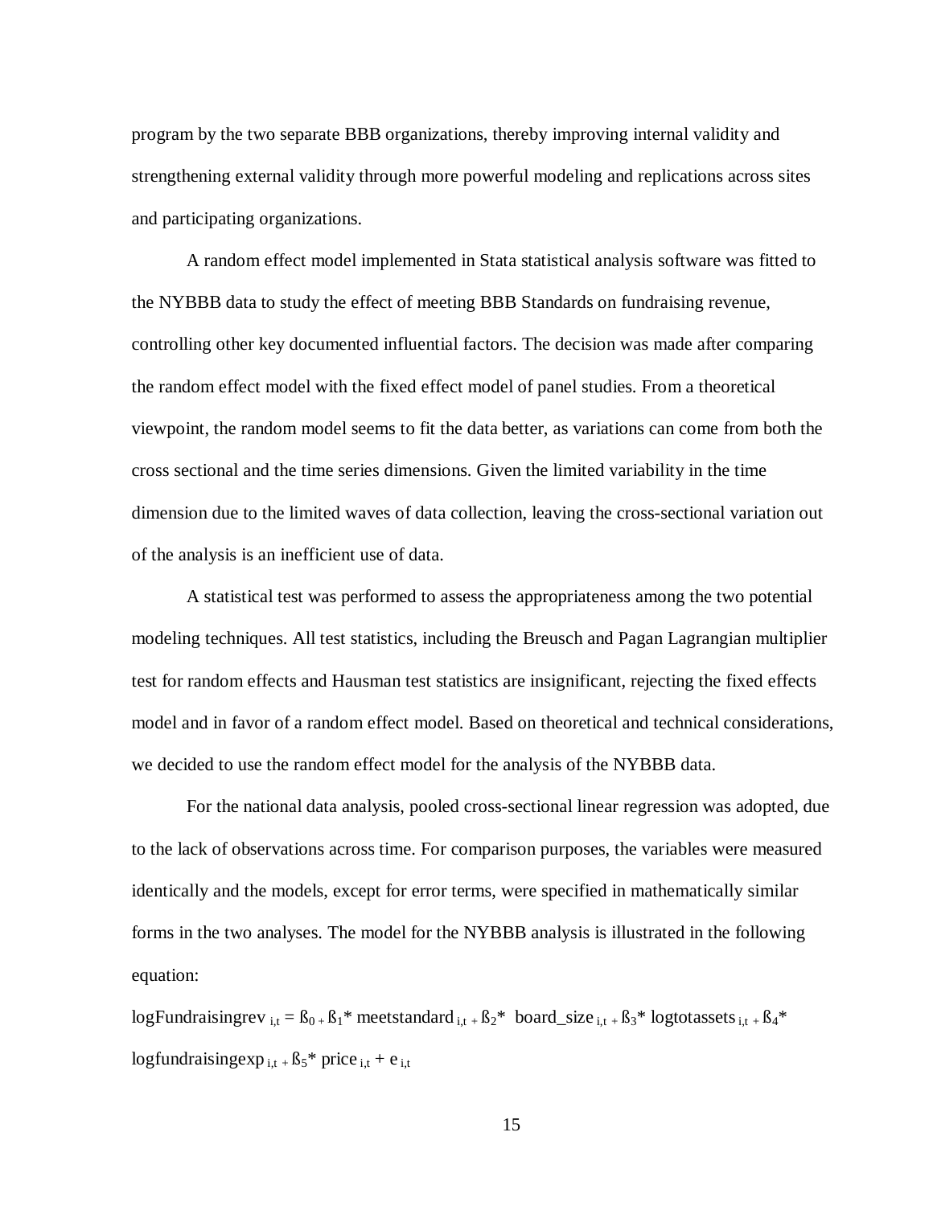program by the two separate BBB organizations, thereby improving internal validity and strengthening external validity through more powerful modeling and replications across sites and participating organizations.

A random effect model implemented in Stata statistical analysis software was fitted to the NYBBB data to study the effect of meeting BBB Standards on fundraising revenue, controlling other key documented influential factors. The decision was made after comparing the random effect model with the fixed effect model of panel studies. From a theoretical viewpoint, the random model seems to fit the data better, as variations can come from both the cross sectional and the time series dimensions. Given the limited variability in the time dimension due to the limited waves of data collection, leaving the cross-sectional variation out of the analysis is an inefficient use of data.

A statistical test was performed to assess the appropriateness among the two potential modeling techniques. All test statistics, including the Breusch and Pagan Lagrangian multiplier test for random effects and Hausman test statistics are insignificant, rejecting the fixed effects model and in favor of a random effect model. Based on theoretical and technical considerations, we decided to use the random effect model for the analysis of the NYBBB data.

For the national data analysis, pooled cross-sectional linear regression was adopted, due to the lack of observations across time. For comparison purposes, the variables were measured identically and the models, except for error terms, were specified in mathematically similar forms in the two analyses. The model for the NYBBB analysis is illustrated in the following equation:

$$logFundraisingrev_{i,t} = \beta_0 + \beta_1 * meetstandard_{i,t} + \beta_2 * board\_size_{i,t} + \beta_3 * logtotassets_{i,t} + \beta_4 * logfundraisingexp_{i,t} + \beta_5 * price_{i,t} + e_{i,t}$$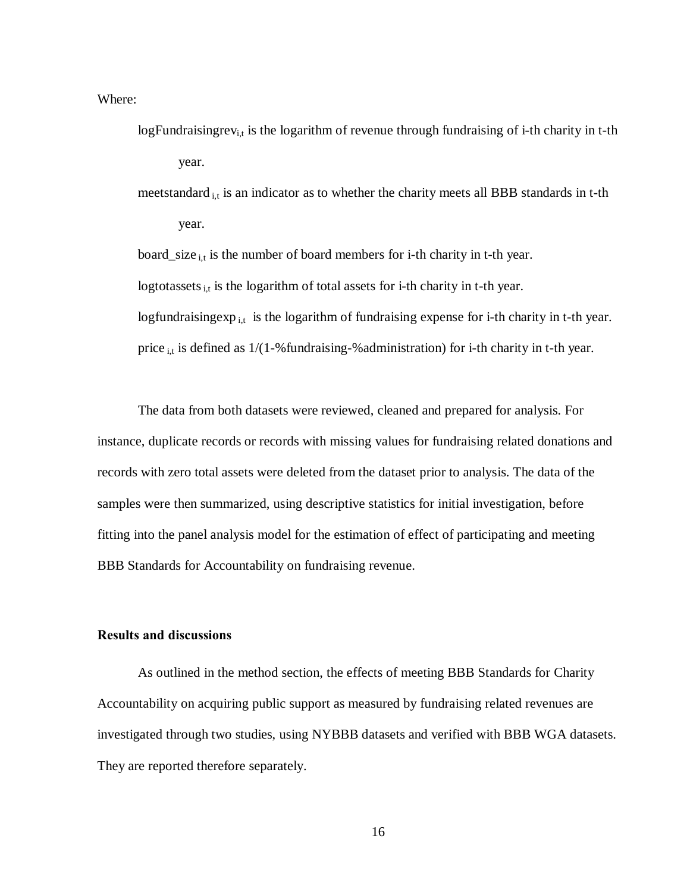Where:

$logFundraisingrev_{i,t}$ is the logarithm of revenue through fundraising of i-th charity in t-th year.

$meetstandard_{i,t}$ is an indicator as to whether the charity meets all BBB standards in t-th year.

$board\_size_{i,t}$ is the number of board members for i-th charity in t-th year.

$logtotassets_{i,t}$ is the logarithm of total assets for i-th charity in t-th year.

$logfundraisingexp_{i,t}$ is the logarithm of fundraising expense for i-th charity in t-th year.

$price_{i,t}$ is defined as 1/(1-%fundraising-%administration) for i-th charity in t-th year.

The data from both datasets were reviewed, cleaned and prepared for analysis. For instance, duplicate records or records with missing values for fundraising related donations and records with zero total assets were deleted from the dataset prior to analysis. The data of the samples were then summarized, using descriptive statistics for initial investigation, before fitting into the panel analysis model for the estimation of effect of participating and meeting BBB Standards for Accountability on fundraising revenue.

**Results and discussions**

As outlined in the method section, the effects of meeting BBB Standards for Charity Accountability on acquiring public support as measured by fundraising related revenues are investigated through two studies, using NYBBB datasets and verified with BBB WGA datasets. They are reported therefore separately.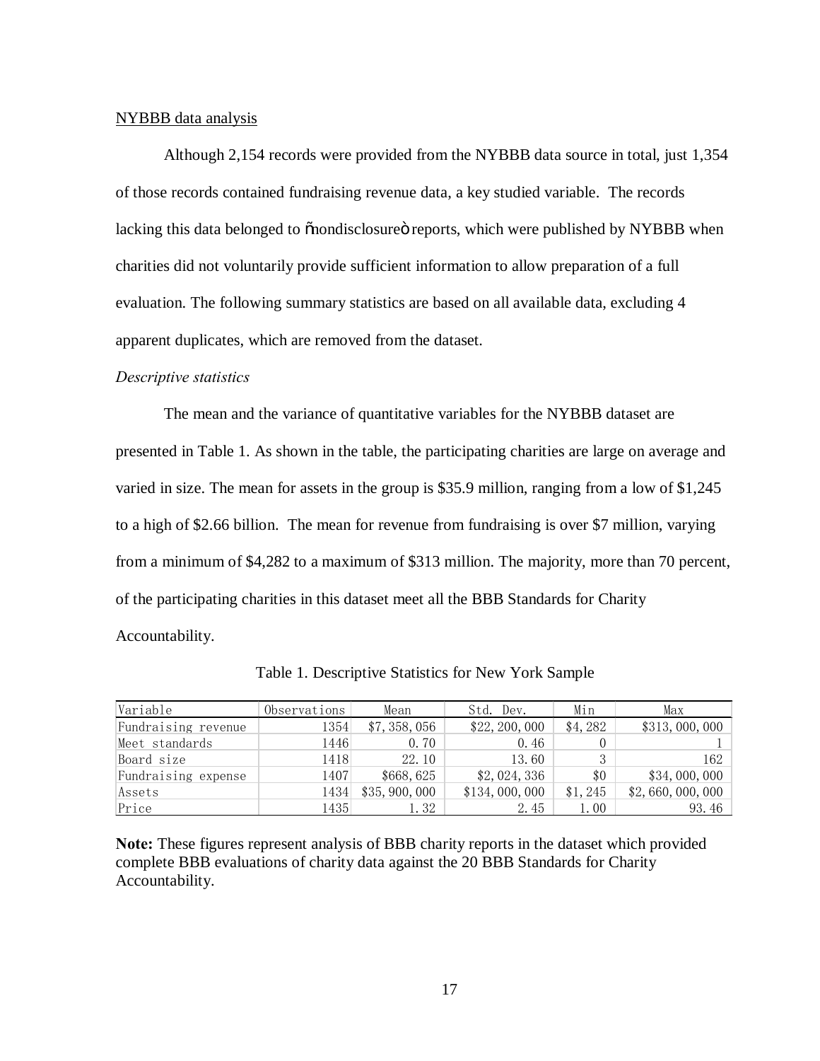NYBBB data analysis

Although 2,154 records were provided from the NYBBB data source in total, just 1,354 of those records contained fundraising revenue data, a key studied variable. The records lacking this data belonged to "nondisclosure" reports, which were published by NYBBB when charities did not voluntarily provide sufficient information to allow preparation of a full evaluation. The following summary statistics are based on all available data, excluding 4 apparent duplicates, which are removed from the dataset.

*Descriptive statistics*

The mean and the variance of quantitative variables for the NYBBB dataset are presented in Table 1. As shown in the table, the participating charities are large on average and varied in size. The mean for assets in the group is $35.9 million, ranging from a low of $1,245 to a high of $2.66 billion. The mean for revenue from fundraising is over $7 million, varying from a minimum of $4,282 to a maximum of $313 million. The majority, more than 70 percent, of the participating charities in this dataset meet all the BBB Standards for Charity Accountability.

Table 1. Descriptive Statistics for New York Sample

| Variable | Observations | Mean | Std. Dev. | Min | Max |
|---|---|---|---|---|---|
| Fundraising revenue | 1354 | $7, 358, 056 | $22, 200, 000 | $4, 282 | $313, 000, 000 |
| Meet standards | 1446 | 0. 70 | 0. 46 | 0 | 1 |
| Board size | 1418 | 22. 10 | 13. 60 | 3 | 162 |
| Fundraising expense | 1407 | $668, 625 | $2, 024, 336 | $0 | $34, 000, 000 |
| Assets | 1434 | $35, 900, 000 | $134, 000, 000 | $1, 245 | $2, 660, 000, 000 |
| Price | 1435 | 1. 32 | 2. 45 | 1. 00 | 93. 46 |

**Note:** These figures represent analysis of BBB charity reports in the dataset which provided complete BBB evaluations of charity data against the 20 BBB Standards for Charity Accountability.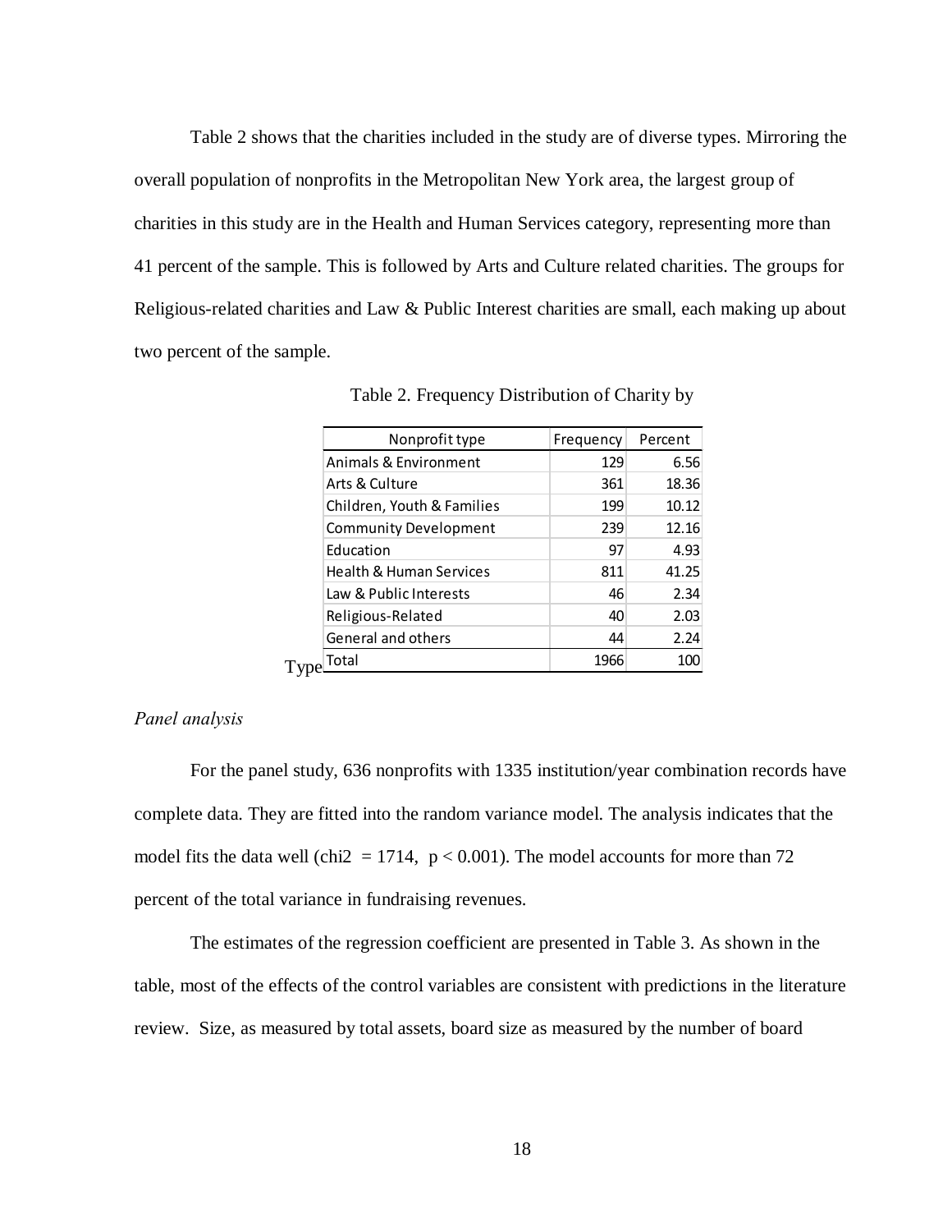Table 2 shows that the charities included in the study are of diverse types. Mirroring the overall population of nonprofits in the Metropolitan New York area, the largest group of charities in this study are in the Health and Human Services category, representing more than 41 percent of the sample. This is followed by Arts and Culture related charities. The groups for Religious-related charities and Law & Public Interest charities are small, each making up about two percent of the sample.

Table 2. Frequency Distribution of Charity by Type

| Nonprofit type | Frequency | Percent |
|---|---|---|
| Animals & Environment | 129 | 6.56 |
| Arts & Culture | 361 | 18.36 |
| Children, Youth & Families | 199 | 10.12 |
| Community Development | 239 | 12.16 |
| Education | 97 | 4.93 |
| Health & Human Services | 811 | 41.25 |
| Law & Public Interests | 46 | 2.34 |
| Religious-Related | 40 | 2.03 |
| General and others | 44 | 2.24 |
| Total | 1966 | 100 |

*Panel analysis*

For the panel study, 636 nonprofits with 1335 institution/year combination records have complete data. They are fitted into the random variance model. The analysis indicates that the model fits the data well (chi2 $= 1714$, $p < 0.001$). The model accounts for more than 72 percent of the total variance in fundraising revenues.

The estimates of the regression coefficient are presented in Table 3. As shown in the table, most of the effects of the control variables are consistent with predictions in the literature review. Size, as measured by total assets, board size as measured by the number of board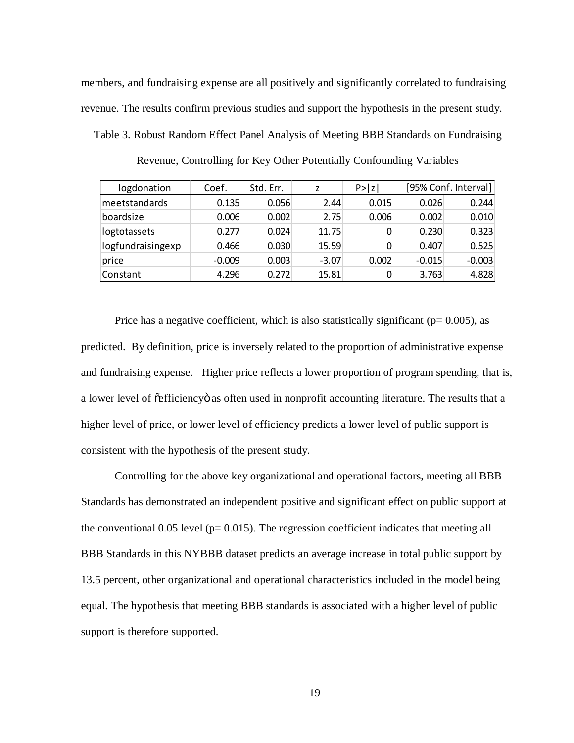members, and fundraising expense are all positively and significantly correlated to fundraising revenue. The results confirm previous studies and support the hypothesis in the present study.

Table 3. Robust Random Effect Panel Analysis of Meeting BBB Standards on Fundraising Revenue, Controlling for Key Other Potentially Confounding Variables

| logdonation | Coef. | Std. Err. | z | P>\|z\| | [95% Conf. Interval] | |
|---|---|---|---|---|---|---|
| meetstandards | 0.135 | 0.056 | 2.44 | 0.015 | 0.026 | 0.244 |
| boardsize | 0.006 | 0.002 | 2.75 | 0.006 | 0.002 | 0.010 |
| logtotassets | 0.277 | 0.024 | 11.75 | 0 | 0.230 | 0.323 |
| logfundraisingexp | 0.466 | 0.030 | 15.59 | 0 | 0.407 | 0.525 |
| price | -0.009 | 0.003 | -3.07 | 0.002 | -0.015 | -0.003 |
| Constant | 4.296 | 0.272 | 15.81 | 0 | 3.763 | 4.828 |

Price has a negative coefficient, which is also statistically significant ($p = 0.005$), as predicted. By definition, price is inversely related to the proportion of administrative expense and fundraising expense. Higher price reflects a lower proportion of program spending, that is, a lower level of "efficiency" as often used in nonprofit accounting literature. The results that a higher level of price, or lower level of efficiency predicts a lower level of public support is consistent with the hypothesis of the present study.

Controlling for the above key organizational and operational factors, meeting all BBB Standards has demonstrated an independent positive and significant effect on public support at the conventional 0.05 level ($p = 0.015$). The regression coefficient indicates that meeting all BBB Standards in this NYBBB dataset predicts an average increase in total public support by 13.5 percent, other organizational and operational characteristics included in the model being equal. The hypothesis that meeting BBB standards is associated with a higher level of public support is therefore supported.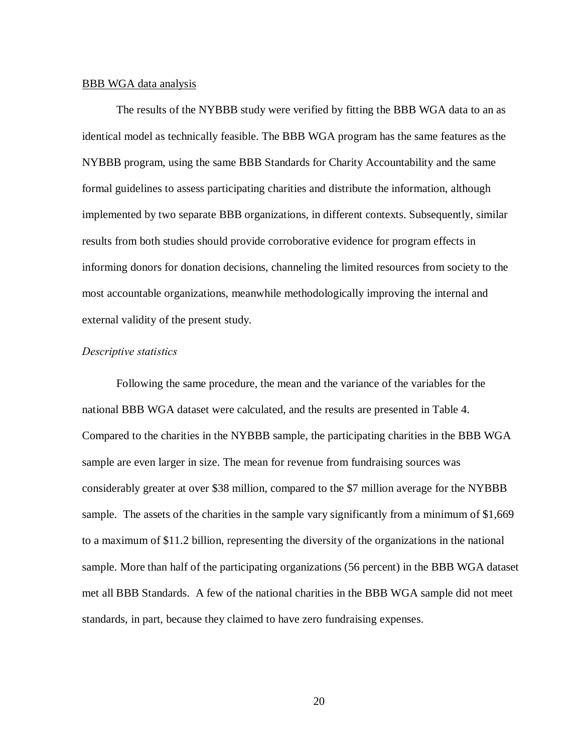BBB WGA data analysis

The results of the NYBBB study were verified by fitting the BBB WGA data to an as identical model as technically feasible. The BBB WGA program has the same features as the NYBBB program, using the same BBB Standards for Charity Accountability and the same formal guidelines to assess participating charities and distribute the information, although implemented by two separate BBB organizations, in different contexts. Subsequently, similar results from both studies should provide corroborative evidence for program effects in informing donors for donation decisions, channeling the limited resources from society to the most accountable organizations, meanwhile methodologically improving the internal and external validity of the present study.

*Descriptive statistics*

Following the same procedure, the mean and the variance of the variables for the national BBB WGA dataset were calculated, and the results are presented in Table 4. Compared to the charities in the NYBBB sample, the participating charities in the BBB WGA sample are even larger in size. The mean for revenue from fundraising sources was considerably greater at over $38 million, compared to the $7 million average for the NYBBB sample. The assets of the charities in the sample vary significantly from a minimum of $1,669 to a maximum of $11.2 billion, representing the diversity of the organizations in the national sample. More than half of the participating organizations (56 percent) in the BBB WGA dataset met all BBB Standards. A few of the national charities in the BBB WGA sample did not meet standards, in part, because they claimed to have zero fundraising expenses.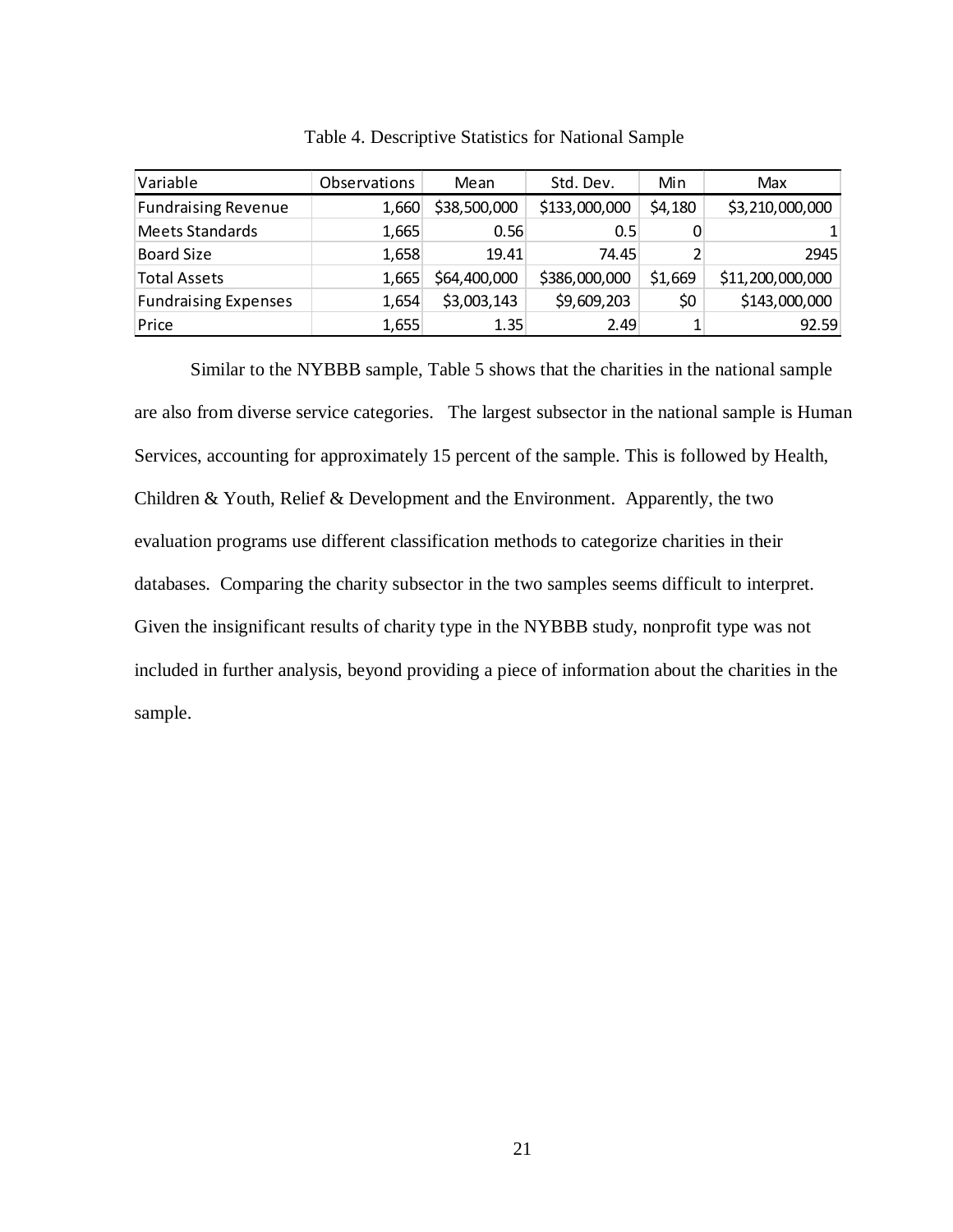Table 4. Descriptive Statistics for National Sample

| Variable | Observations | Mean | Std. Dev. | Min | Max |
|---|---|---|---|---|---|
| Fundraising Revenue | 1,660 | $38,500,000 | $133,000,000 | $4,180 | $3,210,000,000 |
| Meets Standards | 1,665 | 0.56 | 0.5 | 0 | 1 |
| Board Size | 1,658 | 19.41 | 74.45 | 2 | 2945 |
| Total Assets | 1,665 | $64,400,000 | $386,000,000 | $1,669 | $11,200,000,000 |
| Fundraising Expenses | 1,654 | $3,003,143 | $9,609,203 | $0 | $143,000,000 |
| Price | 1,655 | 1.35 | 2.49 | 1 | 92.59 |

Similar to the NYBBB sample, Table 5 shows that the charities in the national sample are also from diverse service categories. The largest subsector in the national sample is Human Services, accounting for approximately 15 percent of the sample. This is followed by Health, Children & Youth, Relief & Development and the Environment. Apparently, the two evaluation programs use different classification methods to categorize charities in their databases. Comparing the charity subsector in the two samples seems difficult to interpret. Given the insignificant results of charity type in the NYBBB study, nonprofit type was not included in further analysis, beyond providing a piece of information about the charities in the sample.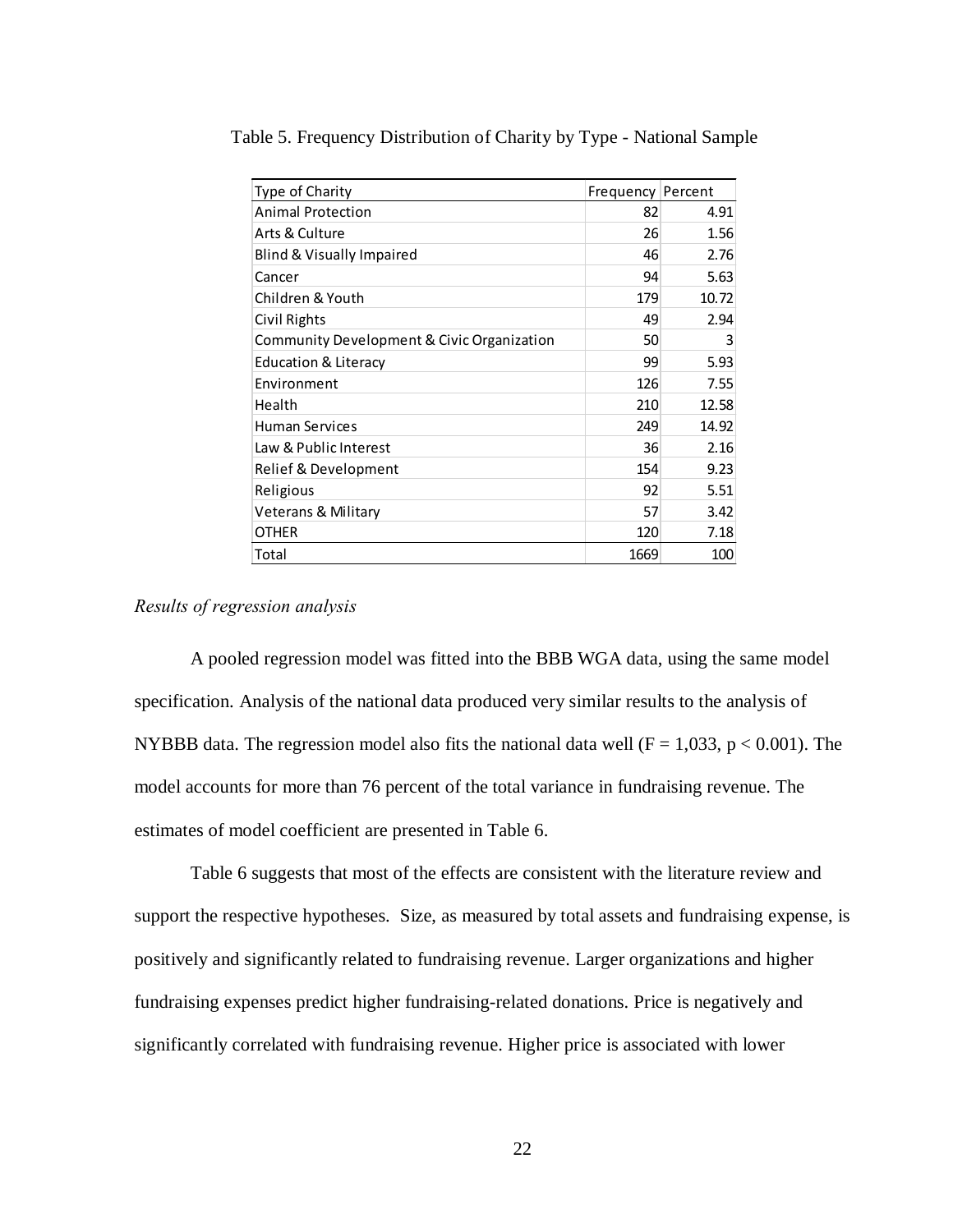Table 5. Frequency Distribution of Charity by Type - National Sample

| Type of Charity | Frequency | Percent |
|---|---|---|
| Animal Protection | 82 | 4.91 |
| Arts & Culture | 26 | 1.56 |
| Blind & Visually Impaired | 46 | 2.76 |
| Cancer | 94 | 5.63 |
| Children & Youth | 179 | 10.72 |
| Civil Rights | 49 | 2.94 |
| Community Development & Civic Organization | 50 | 3 |
| Education & Literacy | 99 | 5.93 |
| Environment | 126 | 7.55 |
| Health | 210 | 12.58 |
| Human Services | 249 | 14.92 |
| Law & Public Interest | 36 | 2.16 |
| Relief & Development | 154 | 9.23 |
| Religious | 92 | 5.51 |
| Veterans & Military | 57 | 3.42 |
| OTHER | 120 | 7.18 |
| Total | 1669 | 100 |

*Results of regression analysis*

A pooled regression model was fitted into the BBB WGA data, using the same model specification. Analysis of the national data produced very similar results to the analysis of NYBBB data. The regression model also fits the national data well ($F = 1{,}033$, $p < 0.001$). The model accounts for more than 76 percent of the total variance in fundraising revenue. The estimates of model coefficient are presented in Table 6.

Table 6 suggests that most of the effects are consistent with the literature review and support the respective hypotheses. Size, as measured by total assets and fundraising expense, is positively and significantly related to fundraising revenue. Larger organizations and higher fundraising expenses predict higher fundraising-related donations. Price is negatively and significantly correlated with fundraising revenue. Higher price is associated with lower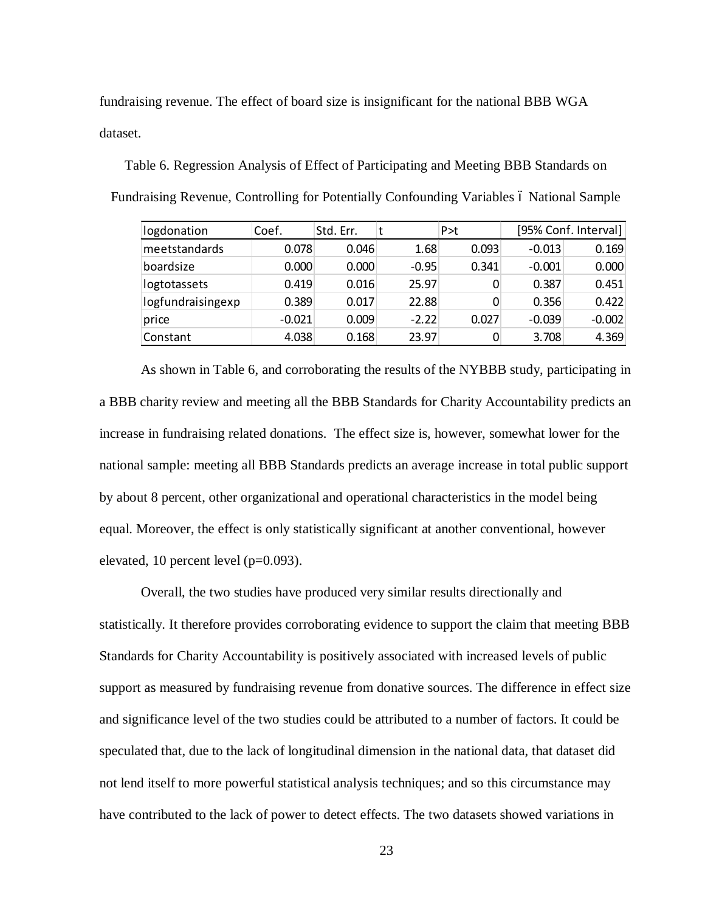fundraising revenue. The effect of board size is insignificant for the national BBB WGA dataset.

Table 6. Regression Analysis of Effect of Participating and Meeting BBB Standards on Fundraising Revenue, Controlling for Potentially Confounding Variables ó National Sample

| logdonation | Coef. | Std. Err. | t | P>t | [95% Conf. Interval] | |
|---|---|---|---|---|---|---|
| meetstandards | 0.078 | 0.046 | 1.68 | 0.093 | -0.013 | 0.169 |
| boardsize | 0.000 | 0.000 | -0.95 | 0.341 | -0.001 | 0.000 |
| logtotassets | 0.419 | 0.016 | 25.97 | 0 | 0.387 | 0.451 |
| logfundraisingexp | 0.389 | 0.017 | 22.88 | 0 | 0.356 | 0.422 |
| price | -0.021 | 0.009 | -2.22 | 0.027 | -0.039 | -0.002 |
| Constant | 4.038 | 0.168 | 23.97 | 0 | 3.708 | 4.369 |

As shown in Table 6, and corroborating the results of the NYBBB study, participating in a BBB charity review and meeting all the BBB Standards for Charity Accountability predicts an increase in fundraising related donations. The effect size is, however, somewhat lower for the national sample: meeting all BBB Standards predicts an average increase in total public support by about 8 percent, other organizational and operational characteristics in the model being equal. Moreover, the effect is only statistically significant at another conventional, however elevated, 10 percent level (p=0.093).

Overall, the two studies have produced very similar results directionally and statistically. It therefore provides corroborating evidence to support the claim that meeting BBB Standards for Charity Accountability is positively associated with increased levels of public support as measured by fundraising revenue from donative sources. The difference in effect size and significance level of the two studies could be attributed to a number of factors. It could be speculated that, due to the lack of longitudinal dimension in the national data, that dataset did not lend itself to more powerful statistical analysis techniques; and so this circumstance may have contributed to the lack of power to detect effects. The two datasets showed variations in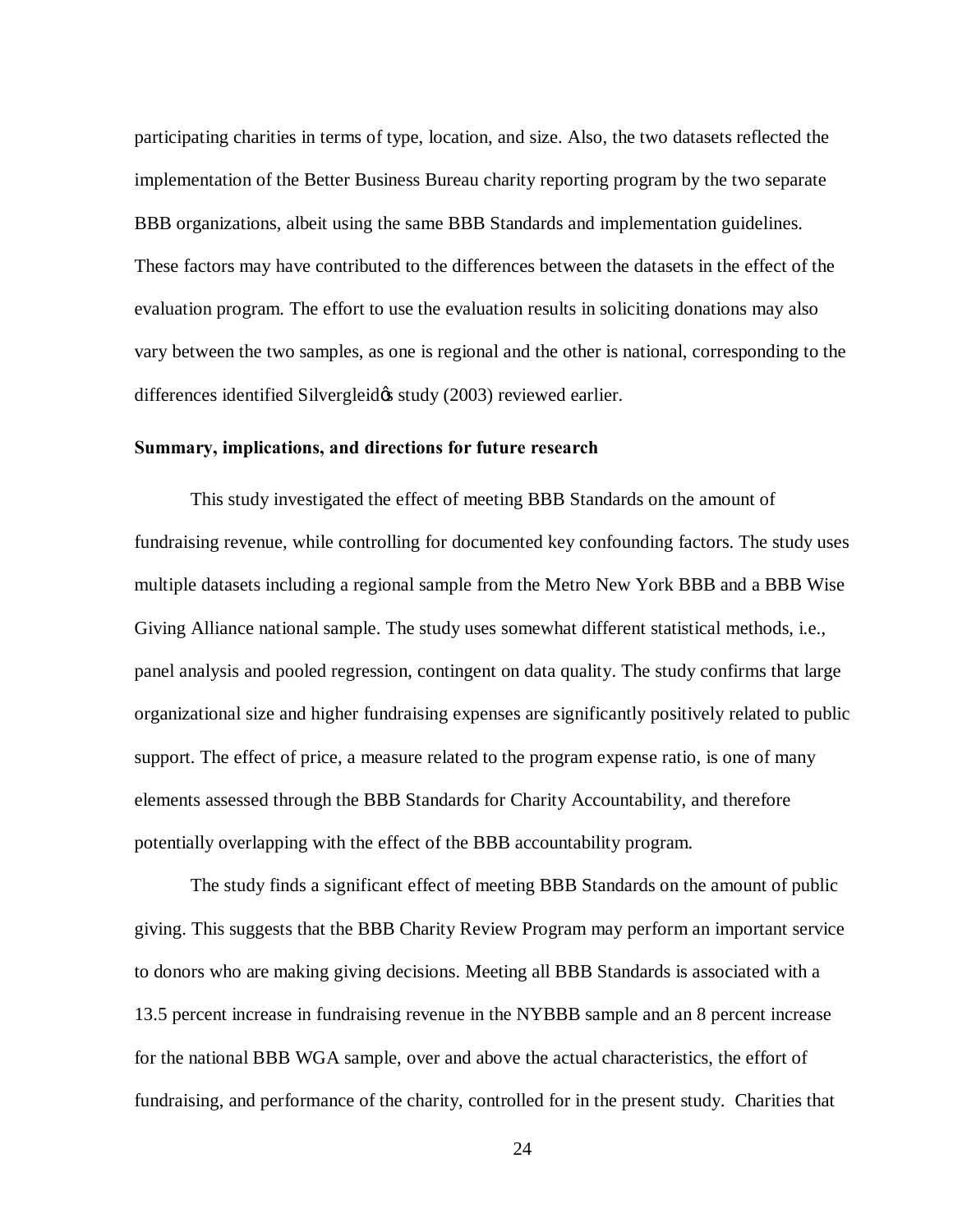participating charities in terms of type, location, and size. Also, the two datasets reflected the implementation of the Better Business Bureau charity reporting program by the two separate BBB organizations, albeit using the same BBB Standards and implementation guidelines. These factors may have contributed to the differences between the datasets in the effect of the evaluation program. The effort to use the evaluation results in soliciting donations may also vary between the two samples, as one is regional and the other is national, corresponding to the differences identified Silvergleidφs study (2003) reviewed earlier.

**Summary, implications, and directions for future research**

This study investigated the effect of meeting BBB Standards on the amount of fundraising revenue, while controlling for documented key confounding factors. The study uses multiple datasets including a regional sample from the Metro New York BBB and a BBB Wise Giving Alliance national sample. The study uses somewhat different statistical methods, i.e., panel analysis and pooled regression, contingent on data quality. The study confirms that large organizational size and higher fundraising expenses are significantly positively related to public support. The effect of price, a measure related to the program expense ratio, is one of many elements assessed through the BBB Standards for Charity Accountability, and therefore potentially overlapping with the effect of the BBB accountability program.

The study finds a significant effect of meeting BBB Standards on the amount of public giving. This suggests that the BBB Charity Review Program may perform an important service to donors who are making giving decisions. Meeting all BBB Standards is associated with a 13.5 percent increase in fundraising revenue in the NYBBB sample and an 8 percent increase for the national BBB WGA sample, over and above the actual characteristics, the effort of fundraising, and performance of the charity, controlled for in the present study. Charities that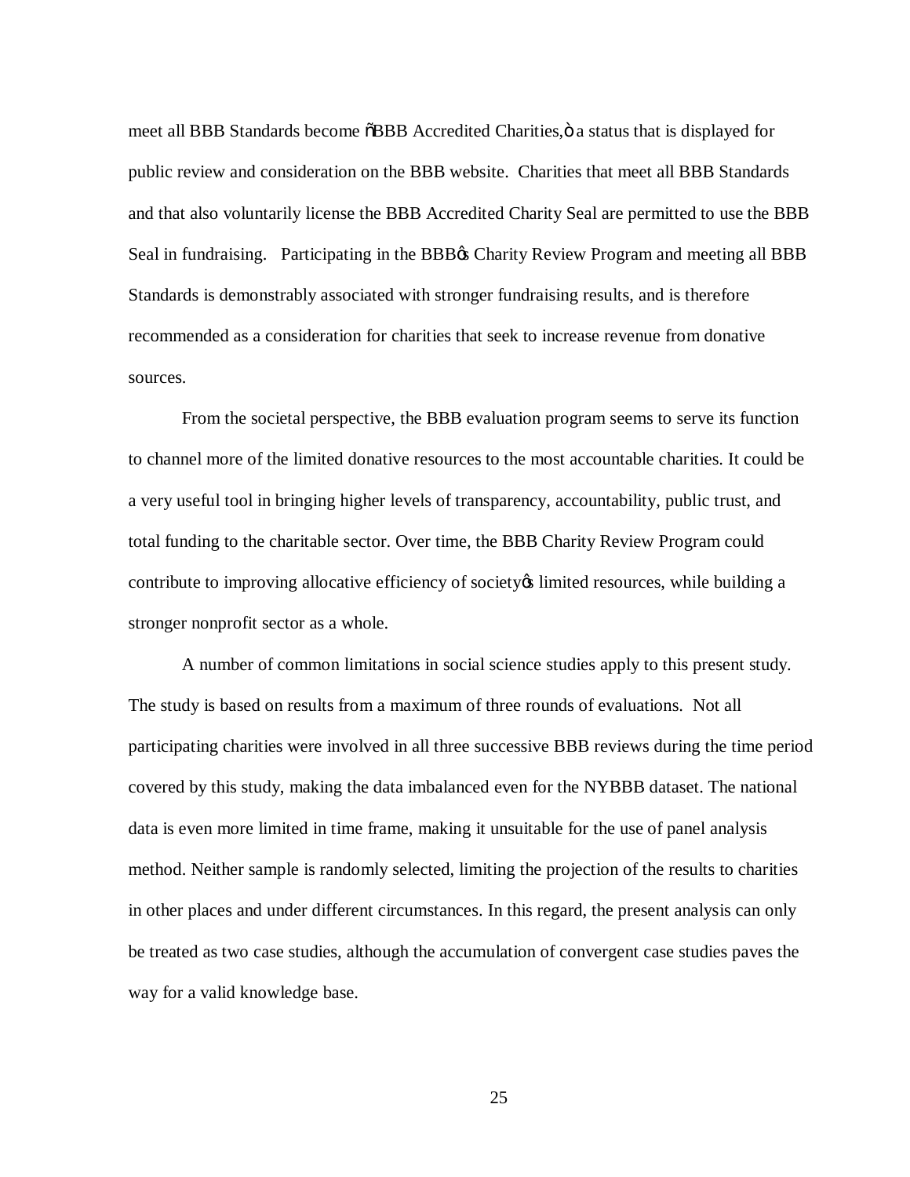meet all BBB Standards become "BBB Accredited Charities," a status that is displayed for public review and consideration on the BBB website. Charities that meet all BBB Standards and that also voluntarily license the BBB Accredited Charity Seal are permitted to use the BBB Seal in fundraising. Participating in the BBB's Charity Review Program and meeting all BBB Standards is demonstrably associated with stronger fundraising results, and is therefore recommended as a consideration for charities that seek to increase revenue from donative sources.

From the societal perspective, the BBB evaluation program seems to serve its function to channel more of the limited donative resources to the most accountable charities. It could be a very useful tool in bringing higher levels of transparency, accountability, public trust, and total funding to the charitable sector. Over time, the BBB Charity Review Program could contribute to improving allocative efficiency of society's limited resources, while building a stronger nonprofit sector as a whole.

A number of common limitations in social science studies apply to this present study. The study is based on results from a maximum of three rounds of evaluations. Not all participating charities were involved in all three successive BBB reviews during the time period covered by this study, making the data imbalanced even for the NYBBB dataset. The national data is even more limited in time frame, making it unsuitable for the use of panel analysis method. Neither sample is randomly selected, limiting the projection of the results to charities in other places and under different circumstances. In this regard, the present analysis can only be treated as two case studies, although the accumulation of convergent case studies paves the way for a valid knowledge base.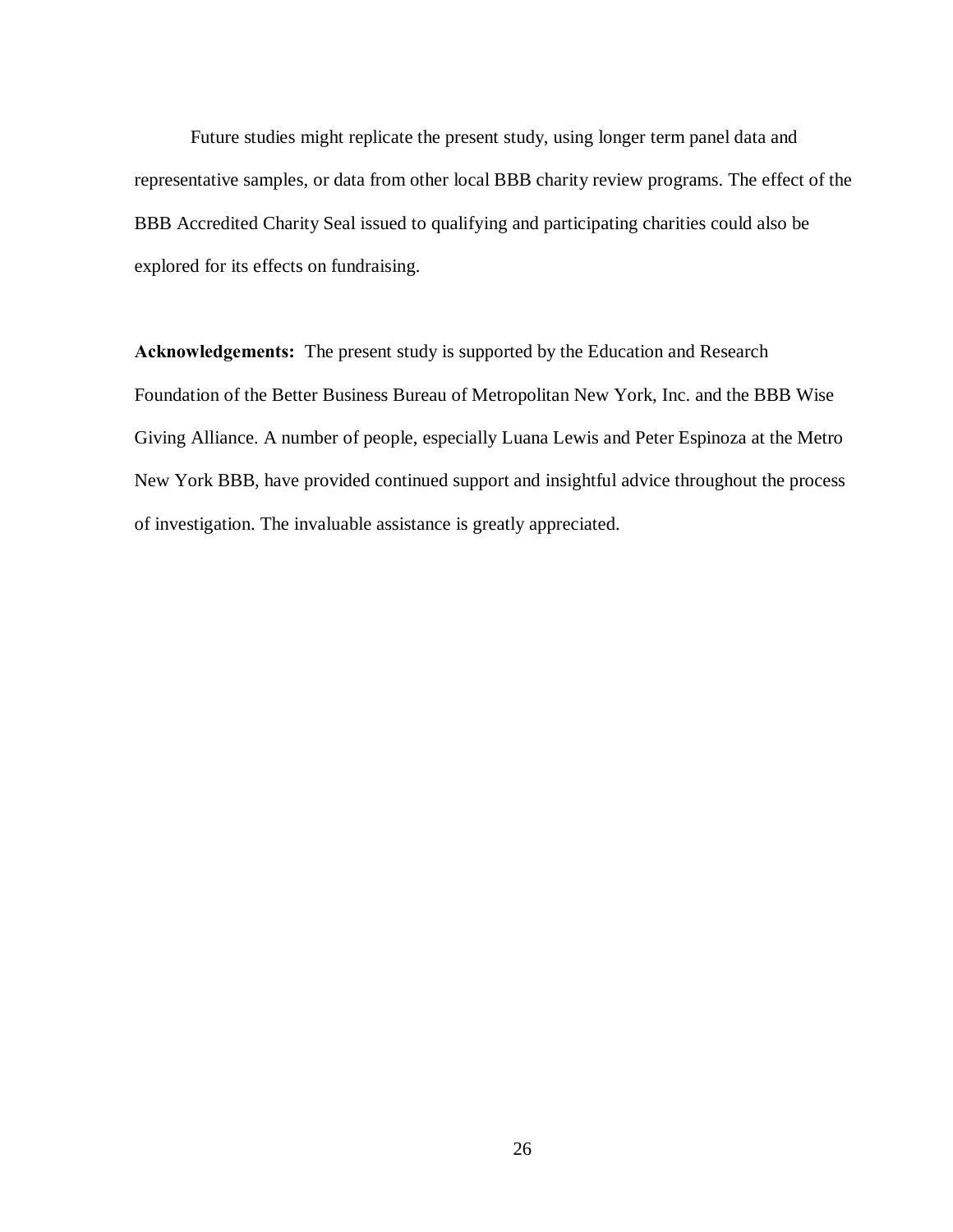Future studies might replicate the present study, using longer term panel data and representative samples, or data from other local BBB charity review programs. The effect of the BBB Accredited Charity Seal issued to qualifying and participating charities could also be explored for its effects on fundraising.

**Acknowledgements:** The present study is supported by the Education and Research Foundation of the Better Business Bureau of Metropolitan New York, Inc. and the BBB Wise Giving Alliance. A number of people, especially Luana Lewis and Peter Espinoza at the Metro New York BBB, have provided continued support and insightful advice throughout the process of investigation. The invaluable assistance is greatly appreciated.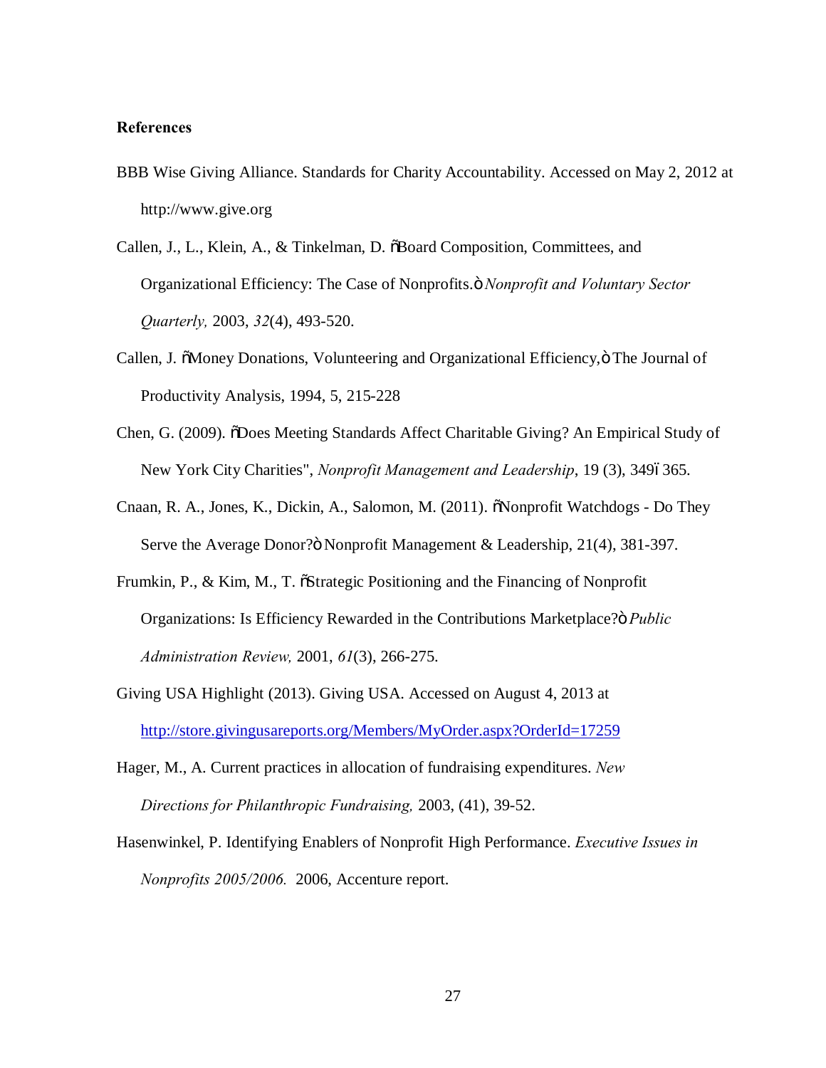**References**

BBB Wise Giving Alliance. Standards for Charity Accountability. Accessed on May 2, 2012 at http://www.give.org

Callen, J., L., Klein, A., & Tinkelman, D. õBoard Composition, Committees, and Organizational Efficiency: The Case of Nonprofits.ö *Nonprofit and Voluntary Sector Quarterly,* 2003, *32*(4), 493-520.

Callen, J. õMoney Donations, Volunteering and Organizational Efficiency,ö The Journal of Productivity Analysis, 1994, 5, 215-228

Chen, G. (2009). õDoes Meeting Standards Affect Charitable Giving? An Empirical Study of New York City Charities", *Nonprofit Management and Leadership*, 19 (3), 349ó365.

Cnaan, R. A., Jones, K., Dickin, A., Salomon, M. (2011). õNonprofit Watchdogs - Do They Serve the Average Donor?ö Nonprofit Management & Leadership, 21(4), 381-397.

Frumkin, P., & Kim, M., T. õStrategic Positioning and the Financing of Nonprofit Organizations: Is Efficiency Rewarded in the Contributions Marketplace?ö *Public Administration Review,* 2001, *61*(3), 266-275.

Giving USA Highlight (2013). Giving USA. Accessed on August 4, 2013 at http://store.givingusareports.org/Members/MyOrder.aspx?OrderId=17259

Hager, M., A. Current practices in allocation of fundraising expenditures. *New Directions for Philanthropic Fundraising,* 2003, (41), 39-52.

Hasenwinkel, P. Identifying Enablers of Nonprofit High Performance. *Executive Issues in Nonprofits 2005/2006.* 2006, Accenture report.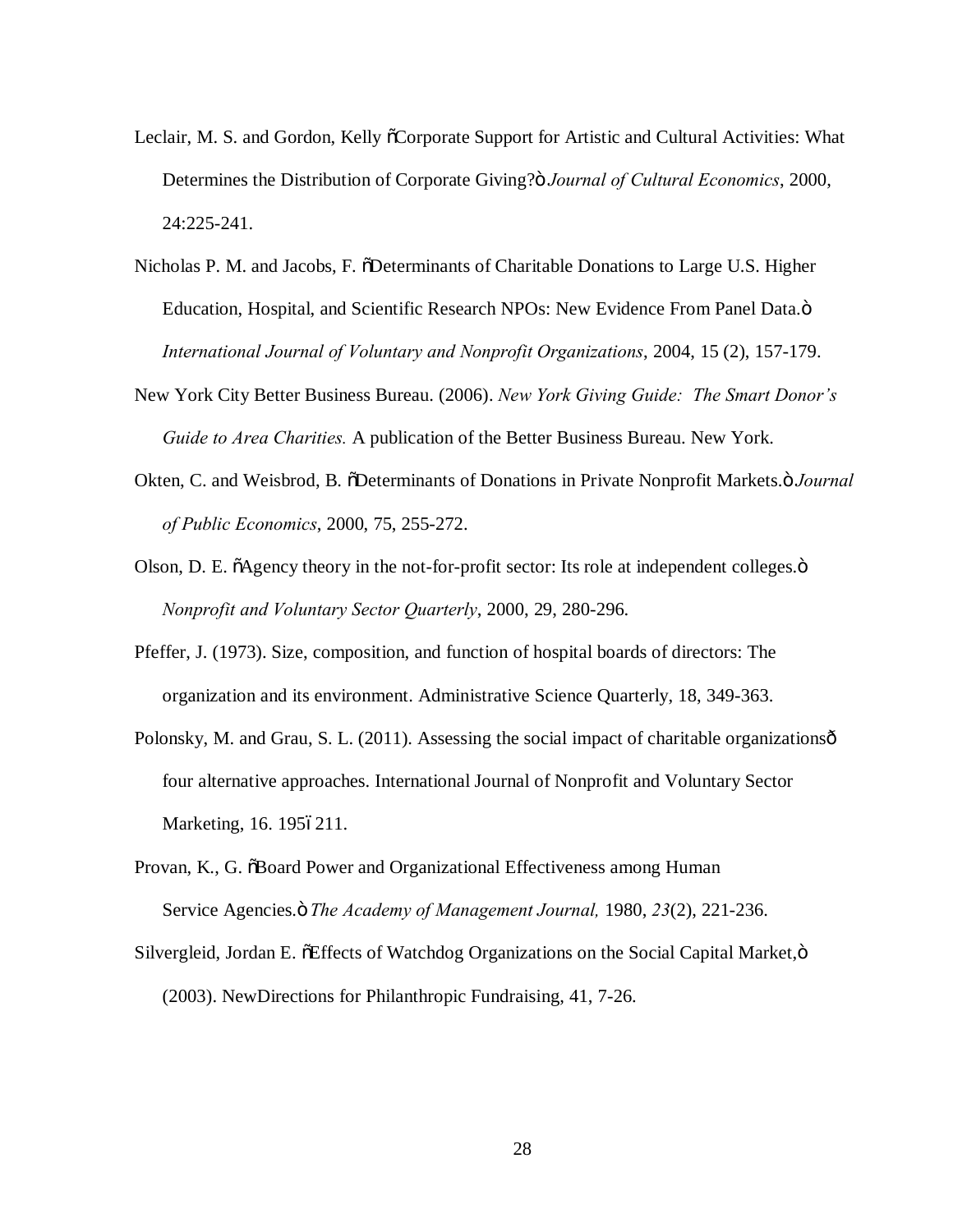Leclair, M. S. and Gordon, Kelly õCorporate Support for Artistic and Cultural Activities: What Determines the Distribution of Corporate Giving?ö *Journal of Cultural Economics*, 2000, 24:225-241.

Nicholas P. M. and Jacobs, F. õDeterminants of Charitable Donations to Large U.S. Higher Education, Hospital, and Scientific Research NPOs: New Evidence From Panel Data.ö *International Journal of Voluntary and Nonprofit Organizations*, 2004, 15 (2), 157-179.

New York City Better Business Bureau. (2006). *New York Giving Guide: The Smart Donor's Guide to Area Charities.* A publication of the Better Business Bureau. New York.

Okten, C. and Weisbrod, B. õDeterminants of Donations in Private Nonprofit Markets.ö *Journal of Public Economics*, 2000, 75, 255-272.

Olson, D. E. õAgency theory in the not-for-profit sector: Its role at independent colleges.ö *Nonprofit and Voluntary Sector Quarterly*, 2000, 29, 280-296.

Pfeffer, J. (1973). Size, composition, and function of hospital boards of directors: The organization and its environment. Administrative Science Quarterly, 18, 349-363.

Polonsky, M. and Grau, S. L. (2011). Assessing the social impact of charitable organizationsô four alternative approaches. International Journal of Nonprofit and Voluntary Sector Marketing, 16. 195ó211.

Provan, K., G. õBoard Power and Organizational Effectiveness among Human Service Agencies.ö *The Academy of Management Journal,* 1980, *23*(2), 221-236.

Silvergleid, Jordan E. õEffects of Watchdog Organizations on the Social Capital Market,ö (2003). NewDirections for Philanthropic Fundraising, 41, 7-26.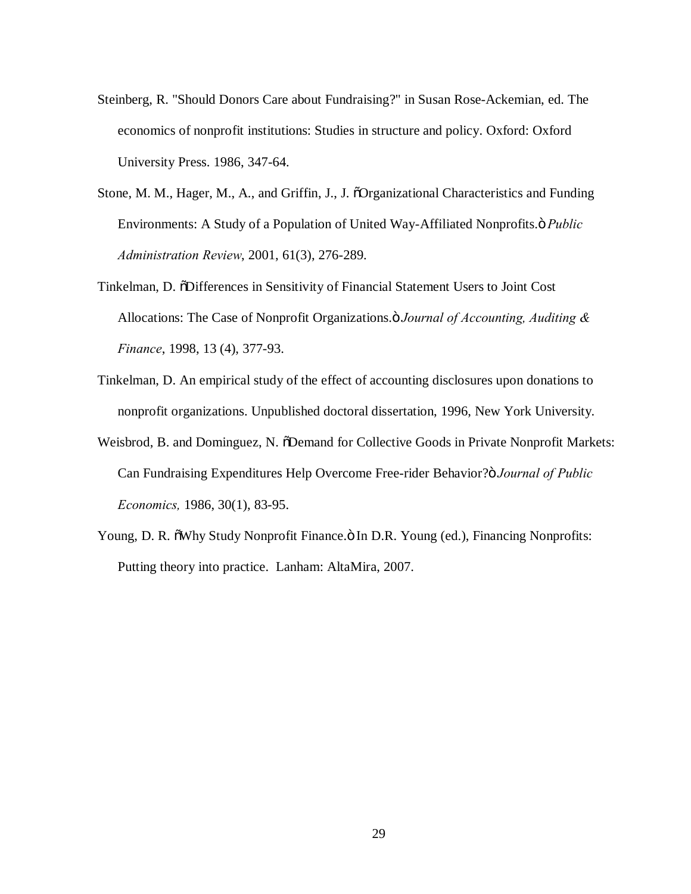Steinberg, R. "Should Donors Care about Fundraising?" in Susan Rose-Ackemian, ed. The economics of nonprofit institutions: Studies in structure and policy. Oxford: Oxford University Press. 1986, 347-64.

Stone, M. M., Hager, M., A., and Griffin, J., J. õOrganizational Characteristics and Funding Environments: A Study of a Population of United Way-Affiliated Nonprofits.ö *Public Administration Review*, 2001, 61(3), 276-289.

Tinkelman, D. õDifferences in Sensitivity of Financial Statement Users to Joint Cost Allocations: The Case of Nonprofit Organizations.ö *Journal of Accounting, Auditing & Finance*, 1998, 13 (4), 377-93.

Tinkelman, D. An empirical study of the effect of accounting disclosures upon donations to nonprofit organizations. Unpublished doctoral dissertation, 1996, New York University.

Weisbrod, B. and Dominguez, N. õDemand for Collective Goods in Private Nonprofit Markets: Can Fundraising Expenditures Help Overcome Free-rider Behavior?ö *Journal of Public Economics,* 1986, 30(1), 83-95.

Young, D. R. õWhy Study Nonprofit Finance.ö In D.R. Young (ed.), Financing Nonprofits: Putting theory into practice. Lanham: AltaMira, 2007.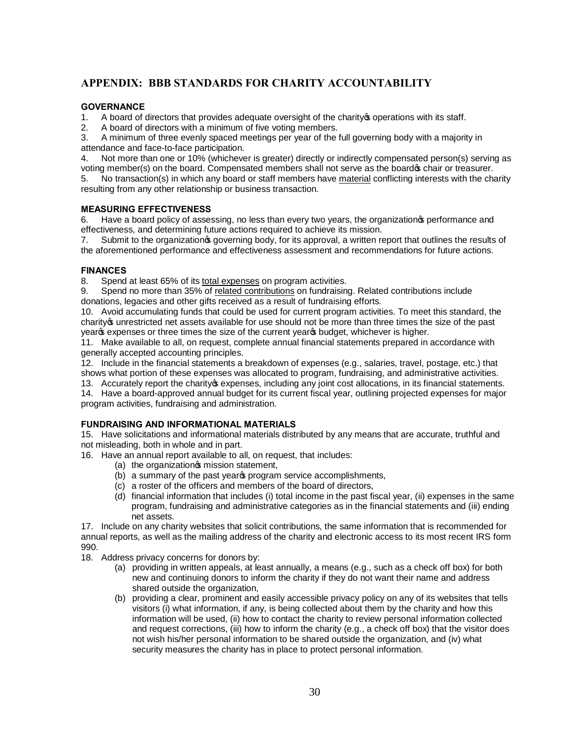## APPENDIX: BBB STANDARDS FOR CHARITY ACCOUNTABILITY

### GOVERNANCE

1. A board of directors that provides adequate oversight of the charity's operations with its staff.
2. A board of directors with a minimum of five voting members.
3. A minimum of three evenly spaced meetings per year of the full governing body with a majority in attendance and face-to-face participation.
4. Not more than one or 10% (whichever is greater) directly or indirectly compensated person(s) serving as voting member(s) on the board. Compensated members shall not serve as the board's chair or treasurer.
5. No transaction(s) in which any board or staff members have material conflicting interests with the charity resulting from any other relationship or business transaction.

### MEASURING EFFECTIVENESS

6. Have a board policy of assessing, no less than every two years, the organization's performance and effectiveness, and determining future actions required to achieve its mission.
7. Submit to the organization's governing body, for its approval, a written report that outlines the results of the aforementioned performance and effectiveness assessment and recommendations for future actions.

### FINANCES

8. Spend at least 65% of its total expenses on program activities.
9. Spend no more than 35% of related contributions on fundraising. Related contributions include donations, legacies and other gifts received as a result of fundraising efforts.
10. Avoid accumulating funds that could be used for current program activities. To meet this standard, the charity's unrestricted net assets available for use should not be more than three times the size of the past year's expenses or three times the size of the current year's budget, whichever is higher.
11. Make available to all, on request, complete annual financial statements prepared in accordance with generally accepted accounting principles.
12. Include in the financial statements a breakdown of expenses (e.g., salaries, travel, postage, etc.) that shows what portion of these expenses was allocated to program, fundraising, and administrative activities.
13. Accurately report the charity's expenses, including any joint cost allocations, in its financial statements.
14. Have a board-approved annual budget for its current fiscal year, outlining projected expenses for major program activities, fundraising and administration.

### FUNDRAISING AND INFORMATIONAL MATERIALS

15. Have solicitations and informational materials distributed by any means that are accurate, truthful and not misleading, both in whole and in part.
16. Have an annual report available to all, on request, that includes:
    (a) the organization's mission statement,
    (b) a summary of the past year's program service accomplishments,
    (c) a roster of the officers and members of the board of directors,
    (d) financial information that includes (i) total income in the past fiscal year, (ii) expenses in the same program, fundraising and administrative categories as in the financial statements and (iii) ending net assets.
17. Include on any charity websites that solicit contributions, the same information that is recommended for annual reports, as well as the mailing address of the charity and electronic access to its most recent IRS form 990.
18. Address privacy concerns for donors by:
    (a) providing in written appeals, at least annually, a means (e.g., such as a check off box) for both new and continuing donors to inform the charity if they do not want their name and address shared outside the organization,
    (b) providing a clear, prominent and easily accessible privacy policy on any of its websites that tells visitors (i) what information, if any, is being collected about them by the charity and how this information will be used, (ii) how to contact the charity to review personal information collected and request corrections, (iii) how to inform the charity (e.g., a check off box) that the visitor does not wish his/her personal information to be shared outside the organization, and (iv) what security measures the charity has in place to protect personal information.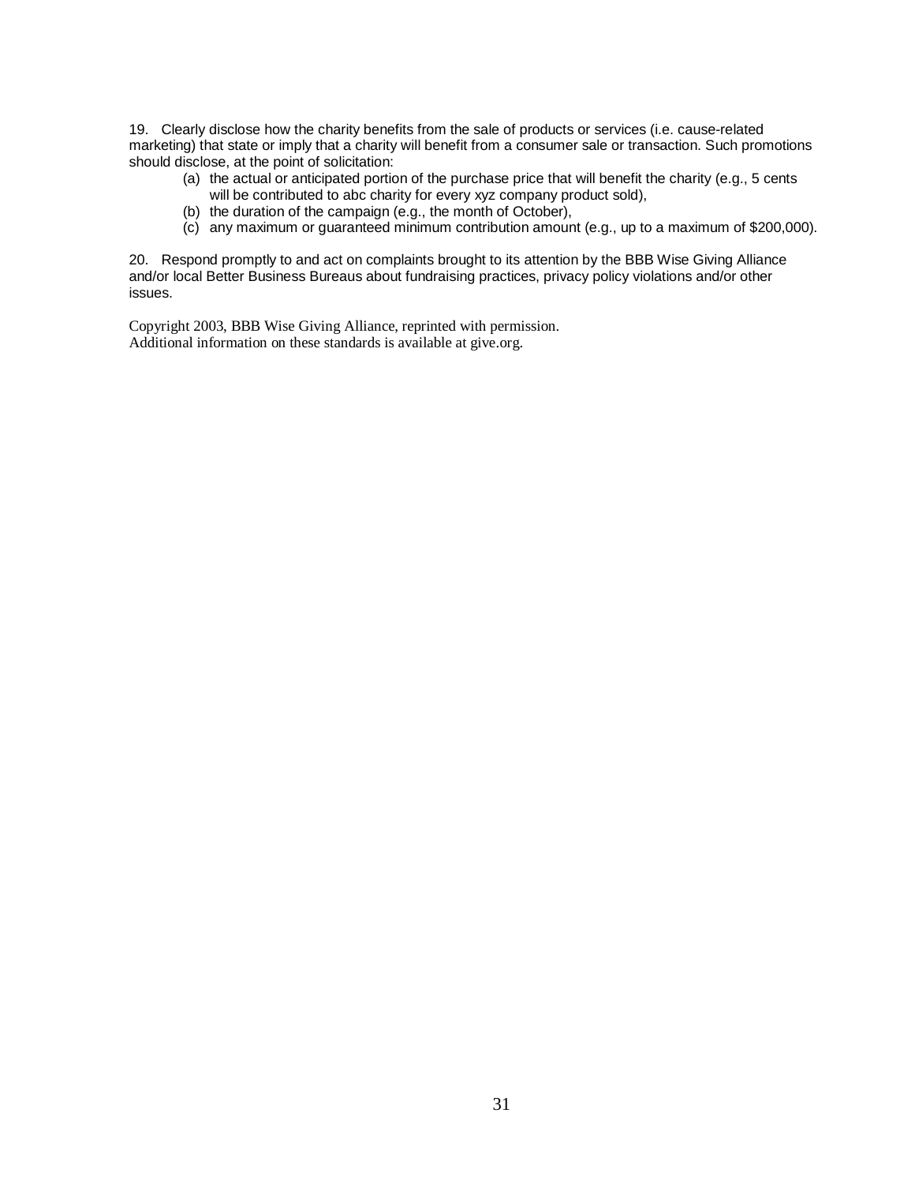19. Clearly disclose how the charity benefits from the sale of products or services (i.e. cause-related marketing) that state or imply that a charity will benefit from a consumer sale or transaction. Such promotions should disclose, at the point of solicitation:

   (a) the actual or anticipated portion of the purchase price that will benefit the charity (e.g., 5 cents will be contributed to abc charity for every xyz company product sold),
   (b) the duration of the campaign (e.g., the month of October),
   (c) any maximum or guaranteed minimum contribution amount (e.g., up to a maximum of $200,000).

20. Respond promptly to and act on complaints brought to its attention by the BBB Wise Giving Alliance and/or local Better Business Bureaus about fundraising practices, privacy policy violations and/or other issues.

Copyright 2003, BBB Wise Giving Alliance, reprinted with permission.
Additional information on these standards is available at give.org.